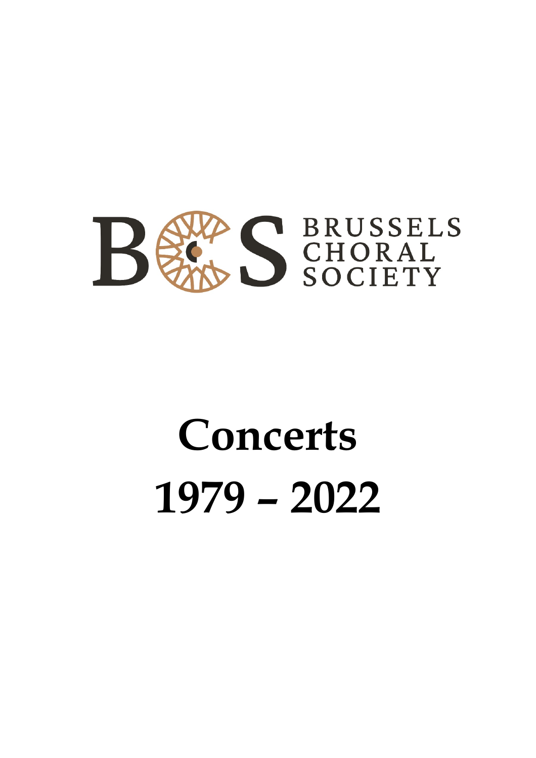BRUSSELS CHORAL SOCIETY

# Concerts

# 1979 – 2022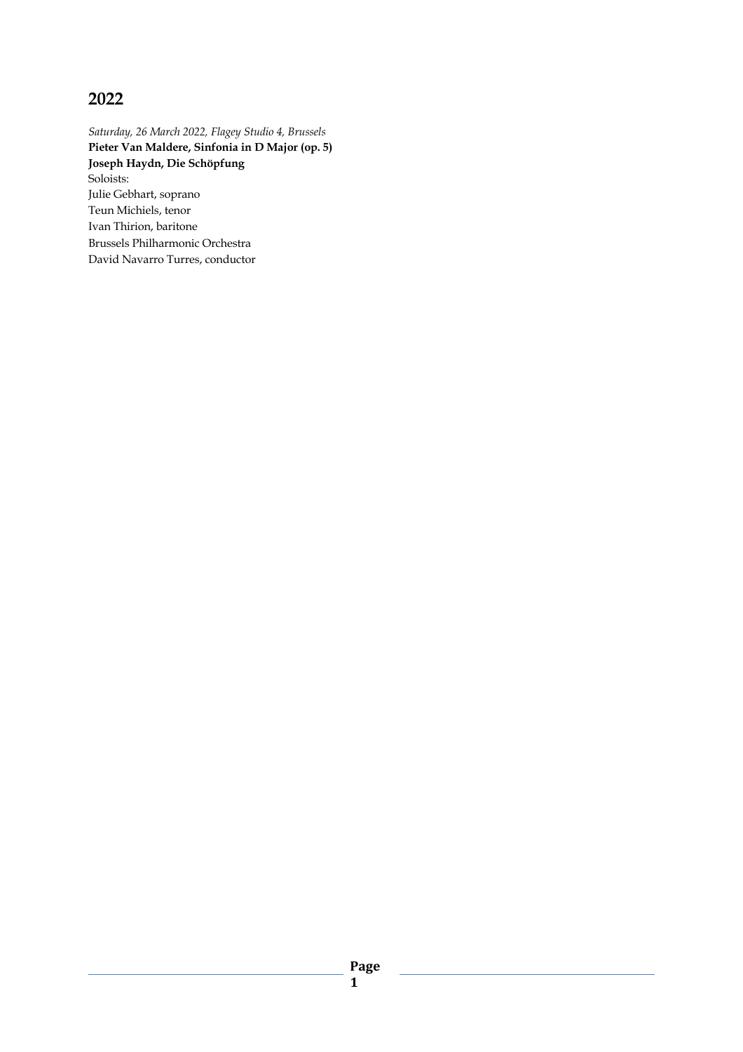## 2022

*Saturday, 26 March 2022, Flagey Studio 4, Brussels*
**Pieter Van Maldere, Sinfonia in D Major (op. 5)**
**Joseph Haydn, Die Schöpfung**
Soloists:
Julie Gebhart, soprano
Teun Michiels, tenor
Ivan Thirion, baritone
Brussels Philharmonic Orchestra
David Navarro Turres, conductor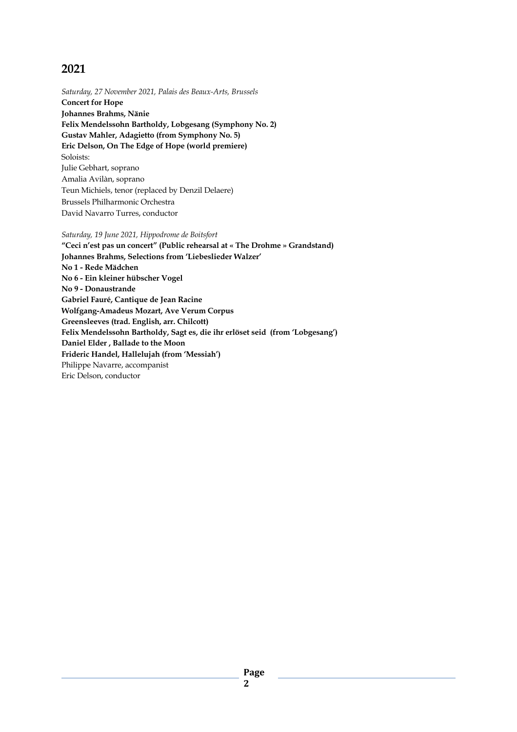## 2021

*Saturday, 27 November 2021, Palais des Beaux-Arts, Brussels*

**Concert for Hope**
**Johannes Brahms, Nänie**
**Felix Mendelssohn Bartholdy, Lobgesang (Symphony No. 2)**
**Gustav Mahler, Adagietto (from Symphony No. 5)**
**Eric Delson, On The Edge of Hope (world premiere)**
Soloists:
Julie Gebhart, soprano
Amalia Avilàn, soprano
Teun Michiels, tenor (replaced by Denzil Delaere)
Brussels Philharmonic Orchestra
David Navarro Turres, conductor

*Saturday, 19 June 2021, Hippodrome de Boitsfort*

**"Ceci n'est pas un concert" (Public rehearsal at « The Drohme » Grandstand)**
**Johannes Brahms, Selections from 'Liebeslieder Walzer'**
**No 1 - Rede Mädchen**
**No 6 - Ein kleiner hübscher Vogel**
**No 9 - Donaustrande**
**Gabriel Fauré, Cantique de Jean Racine**
**Wolfgang-Amadeus Mozart, Ave Verum Corpus**
**Greensleeves (trad. English, arr. Chilcott)**
**Felix Mendelssohn Bartholdy, Sagt es, die ihr erlöset seid (from 'Lobgesang')**
**Daniel Elder , Ballade to the Moon**
**Frideric Handel, Hallelujah (from 'Messiah')**
Philippe Navarre, accompanist
Eric Delson, conductor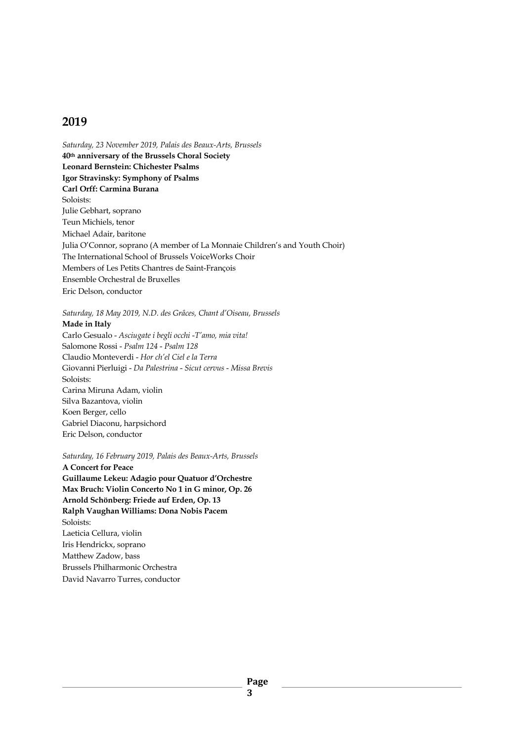## 2019

*Saturday, 23 November 2019, Palais des Beaux-Arts, Brussels*
**40th anniversary of the Brussels Choral Society**
**Leonard Bernstein: Chichester Psalms**
**Igor Stravinsky: Symphony of Psalms**
**Carl Orff: Carmina Burana**
Soloists:
Julie Gebhart, soprano
Teun Michiels, tenor
Michael Adair, baritone
Julia O'Connor, soprano (A member of La Monnaie Children's and Youth Choir)
The International School of Brussels VoiceWorks Choir
Members of Les Petits Chantres de Saint-François
Ensemble Orchestral de Bruxelles
Eric Delson, conductor

*Saturday, 18 May 2019, N.D. des Grâces, Chant d'Oiseau, Brussels*
**Made in Italy**
Carlo Gesualo - *Asciugate i begli occhi -T'amo, mia vita!*
Salomone Rossi - *Psalm 124 - Psalm 128*
Claudio Monteverdi - *Hor ch'el Ciel e la Terra*
Giovanni Pierluigi - *Da Palestrina - Sicut cervus - Missa Brevis*
Soloists:
Carina Miruna Adam, violin
Silva Bazantova, violin
Koen Berger, cello
Gabriel Diaconu, harpsichord
Eric Delson, conductor

*Saturday, 16 February 2019, Palais des Beaux-Arts, Brussels*
**A Concert for Peace**
**Guillaume Lekeu: Adagio pour Quatuor d'Orchestre**
**Max Bruch: Violin Concerto No 1 in G minor, Op. 26**
**Arnold Schönberg: Friede auf Erden, Op. 13**
**Ralph Vaughan Williams: Dona Nobis Pacem**
Soloists:
Laeticia Cellura, violin
Iris Hendrickx, soprano
Matthew Zadow, bass
Brussels Philharmonic Orchestra
David Navarro Turres, conductor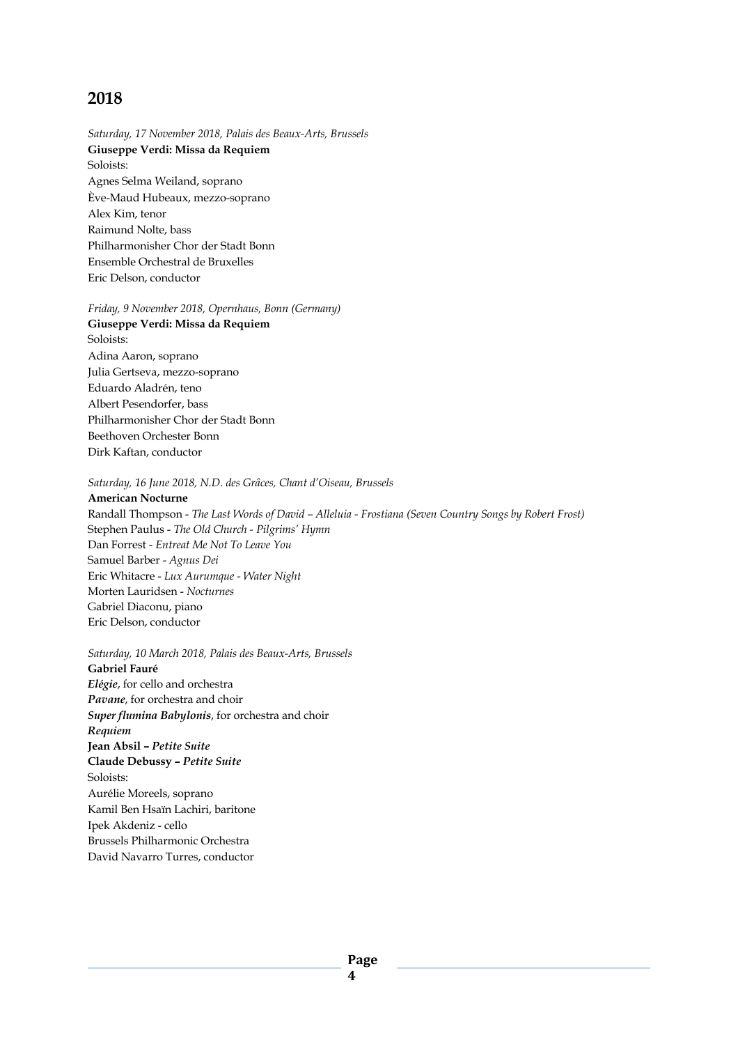## 2018

*Saturday, 17 November 2018, Palais des Beaux-Arts, Brussels*
**Giuseppe Verdi: Missa da Requiem**
Soloists:
Agnes Selma Weiland, soprano
Ève-Maud Hubeaux, mezzo-soprano
Alex Kim, tenor
Raimund Nolte, bass
Philharmonisher Chor der Stadt Bonn
Ensemble Orchestral de Bruxelles
Eric Delson, conductor

*Friday, 9 November 2018, Opernhaus, Bonn (Germany)*
**Giuseppe Verdi: Missa da Requiem**
Soloists:
Adina Aaron, soprano
Julia Gertseva, mezzo-soprano
Eduardo Aladrén, teno
Albert Pesendorfer, bass
Philharmonisher Chor der Stadt Bonn
Beethoven Orchester Bonn
Dirk Kaftan, conductor

*Saturday, 16 June 2018, N.D. des Grâces, Chant d'Oiseau, Brussels*
**American Nocturne**
Randall Thompson - *The Last Words of David – Alleluia - Frostiana (Seven Country Songs by Robert Frost)*
Stephen Paulus - *The Old Church - Pilgrims' Hymn*
Dan Forrest - *Entreat Me Not To Leave You*
Samuel Barber - *Agnus Dei*
Eric Whitacre - *Lux Aurumque - Water Night*
Morten Lauridsen - *Nocturnes*
Gabriel Diaconu, piano
Eric Delson, conductor

*Saturday, 10 March 2018, Palais des Beaux-Arts, Brussels*
**Gabriel Fauré**
***Elégie***, for cello and orchestra
***Pavane***, for orchestra and choir
***Super flumina Babylonis***, for orchestra and choir
***Requiem***
**Jean Absil – *Petite Suite***
**Claude Debussy – *Petite Suite***
Soloists:
Aurélie Moreels, soprano
Kamil Ben Hsaïn Lachiri, baritone
Ipek Akdeniz - cello
Brussels Philharmonic Orchestra
David Navarro Turres, conductor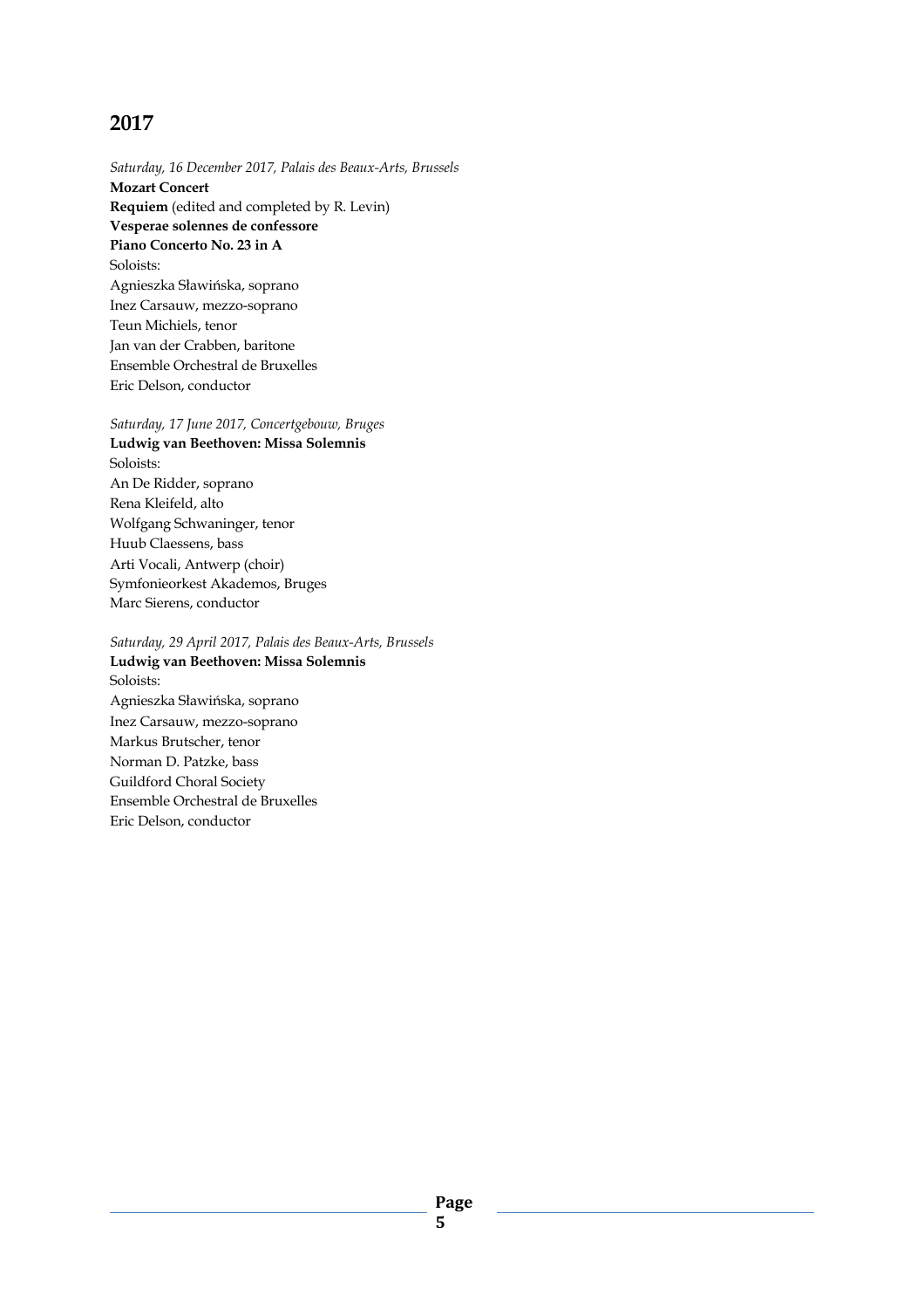## 2017

*Saturday, 16 December 2017, Palais des Beaux-Arts, Brussels*
**Mozart Concert**
**Requiem** (edited and completed by R. Levin)
**Vesperae solennes de confessore**
**Piano Concerto No. 23 in A**
Soloists:
Agnieszka Sławińska, soprano
Inez Carsauw, mezzo-soprano
Teun Michiels, tenor
Jan van der Crabben, baritone
Ensemble Orchestral de Bruxelles
Eric Delson, conductor

*Saturday, 17 June 2017, Concertgebouw, Bruges*
**Ludwig van Beethoven: Missa Solemnis**
Soloists:
An De Ridder, soprano
Rena Kleifeld, alto
Wolfgang Schwaninger, tenor
Huub Claessens, bass
Arti Vocali, Antwerp (choir)
Symfonieorkest Akademos, Bruges
Marc Sierens, conductor

*Saturday, 29 April 2017, Palais des Beaux-Arts, Brussels*
**Ludwig van Beethoven: Missa Solemnis**
Soloists:
Agnieszka Sławińska, soprano
Inez Carsauw, mezzo-soprano
Markus Brutscher, tenor
Norman D. Patzke, bass
Guildford Choral Society
Ensemble Orchestral de Bruxelles
Eric Delson, conductor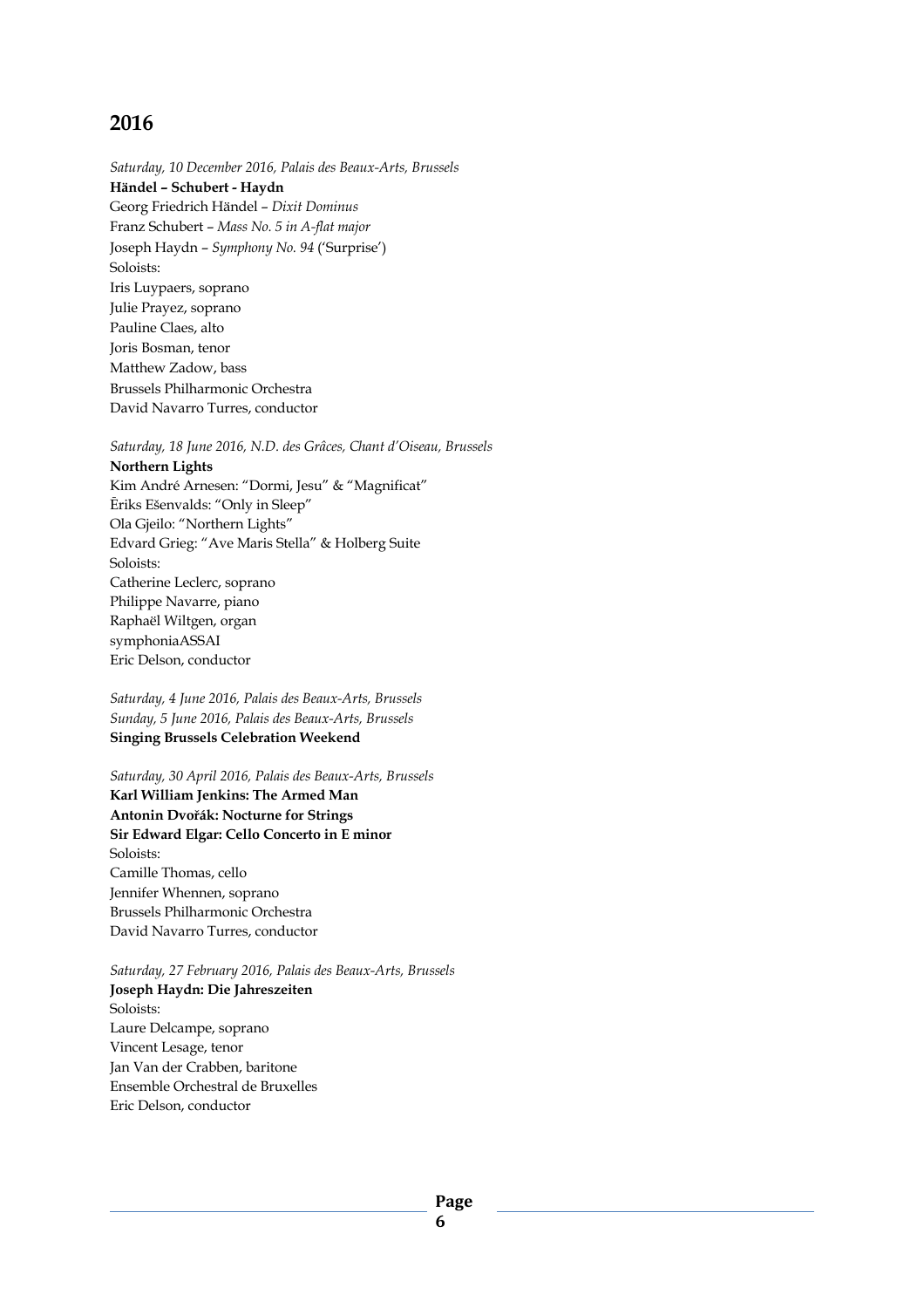## 2016

*Saturday, 10 December 2016, Palais des Beaux-Arts, Brussels*
**Händel – Schubert - Haydn**
Georg Friedrich Händel – *Dixit Dominus*
Franz Schubert – *Mass No. 5 in A-flat major*
Joseph Haydn – *Symphony No. 94* ('Surprise')
Soloists:
Iris Luypaers, soprano
Julie Prayez, soprano
Pauline Claes, alto
Joris Bosman, tenor
Matthew Zadow, bass
Brussels Philharmonic Orchestra
David Navarro Turres, conductor

*Saturday, 18 June 2016, N.D. des Grâces, Chant d'Oiseau, Brussels*
**Northern Lights**
Kim André Arnesen: "Dormi, Jesu" & "Magnificat"
Ēriks Ešenvalds: "Only in Sleep"
Ola Gjeilo: "Northern Lights"
Edvard Grieg: "Ave Maris Stella" & Holberg Suite
Soloists:
Catherine Leclerc, soprano
Philippe Navarre, piano
Raphaël Wiltgen, organ
symphoniaASSAI
Eric Delson, conductor

*Saturday, 4 June 2016, Palais des Beaux-Arts, Brussels*
*Sunday, 5 June 2016, Palais des Beaux-Arts, Brussels*
**Singing Brussels Celebration Weekend**

*Saturday, 30 April 2016, Palais des Beaux-Arts, Brussels*
**Karl William Jenkins: The Armed Man**
**Antonin Dvořák: Nocturne for Strings**
**Sir Edward Elgar: Cello Concerto in E minor**
Soloists:
Camille Thomas, cello
Jennifer Whennen, soprano
Brussels Philharmonic Orchestra
David Navarro Turres, conductor

*Saturday, 27 February 2016, Palais des Beaux-Arts, Brussels*
**Joseph Haydn: Die Jahreszeiten**
Soloists:
Laure Delcampe, soprano
Vincent Lesage, tenor
Jan Van der Crabben, baritone
Ensemble Orchestral de Bruxelles
Eric Delson, conductor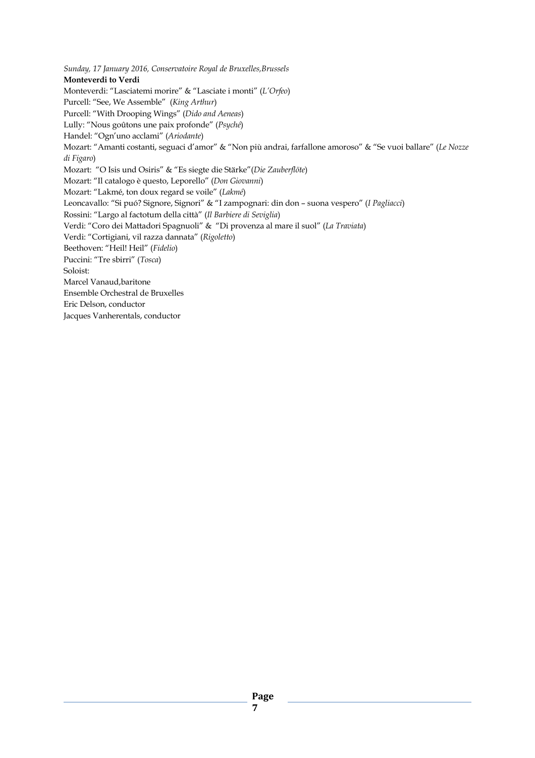*Sunday, 17 January 2016, Conservatoire Royal de Bruxelles,Brussels*

**Monteverdi to Verdi**

Monteverdi: “Lasciatemi morire” & “Lasciate i monti” (*L’Orfeo*)

Purcell: “See, We Assemble” (*King Arthur*)

Purcell: “With Drooping Wings” (*Dido and Aeneas*)

Lully: “Nous goûtons une paix profonde” (*Psyché*)

Handel: “Ogn’uno acclami” (*Ariodante*)

Mozart: “Amanti costanti, seguaci d’amor” & “Non più andrai, farfallone amoroso” & “Se vuoi ballare” (*Le Nozze di Figaro*)

Mozart: “O Isis und Osiris” & “Es siegte die Stärke”(*Die Zauberflöte*)

Mozart: “Il catalogo è questo, Leporello” (*Don Giovanni*)

Mozart: “Lakmé, ton doux regard se voile” (*Lakmé*)

Leoncavallo: “Si puó? Signore, Signori” & “I zampognari: din don – suona vespero” (*I Pagliacci*)

Rossini: “Largo al factotum della città” (*Il Barbiere di Seviglia*)

Verdi: “Coro dei Mattadori Spagnuoli” & “Di provenza al mare il suol” (*La Traviata*)

Verdi: “Cortigiani, vil razza dannata” (*Rigoletto*)

Beethoven: “Heil! Heil” (*Fidelio*)

Puccini: “Tre sbirri” (*Tosca*)

Soloist:

Marcel Vanaud,baritone

Ensemble Orchestral de Bruxelles

Eric Delson, conductor

Jacques Vanherentals, conductor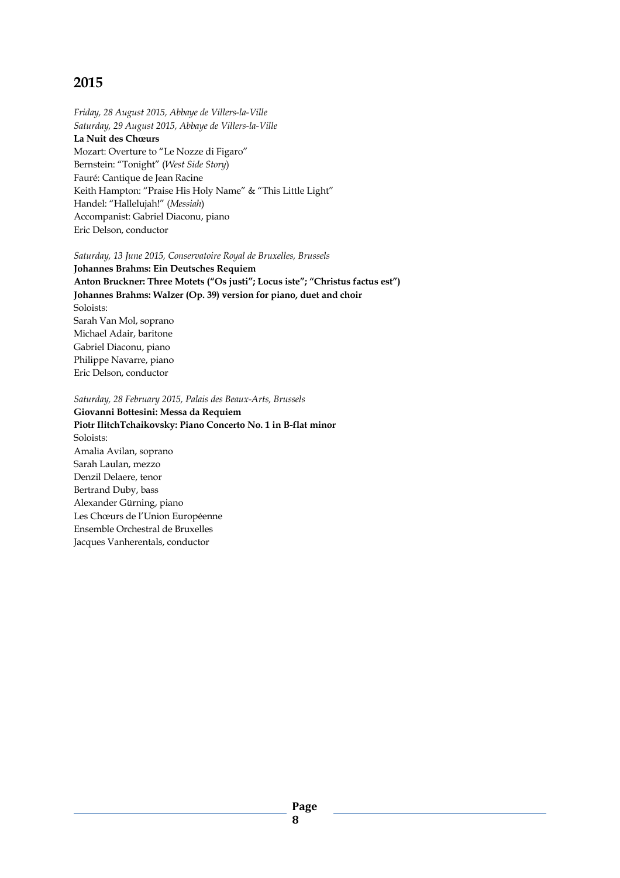## 2015

*Friday, 28 August 2015, Abbaye de Villers-la-Ville*
*Saturday, 29 August 2015, Abbaye de Villers-la-Ville*
**La Nuit des Chœurs**
Mozart: Overture to "Le Nozze di Figaro"
Bernstein: "Tonight" (*West Side Story*)
Fauré: Cantique de Jean Racine
Keith Hampton: "Praise His Holy Name" & "This Little Light"
Handel: "Hallelujah!" (*Messiah*)
Accompanist: Gabriel Diaconu, piano
Eric Delson, conductor

*Saturday, 13 June 2015, Conservatoire Royal de Bruxelles, Brussels*
**Johannes Brahms: Ein Deutsches Requiem**
**Anton Bruckner: Three Motets ("Os justi"; Locus iste"; "Christus factus est")**
**Johannes Brahms: Walzer (Op. 39) version for piano, duet and choir**
Soloists:
Sarah Van Mol, soprano
Michael Adair, baritone
Gabriel Diaconu, piano
Philippe Navarre, piano
Eric Delson, conductor

*Saturday, 28 February 2015, Palais des Beaux-Arts, Brussels*
**Giovanni Bottesini: Messa da Requiem**
**Piotr IlitchTchaikovsky: Piano Concerto No. 1 in B-flat minor**
Soloists:
Amalia Avilan, soprano
Sarah Laulan, mezzo
Denzil Delaere, tenor
Bertrand Duby, bass
Alexander Gürning, piano
Les Chœurs de l'Union Européenne
Ensemble Orchestral de Bruxelles
Jacques Vanherentals, conductor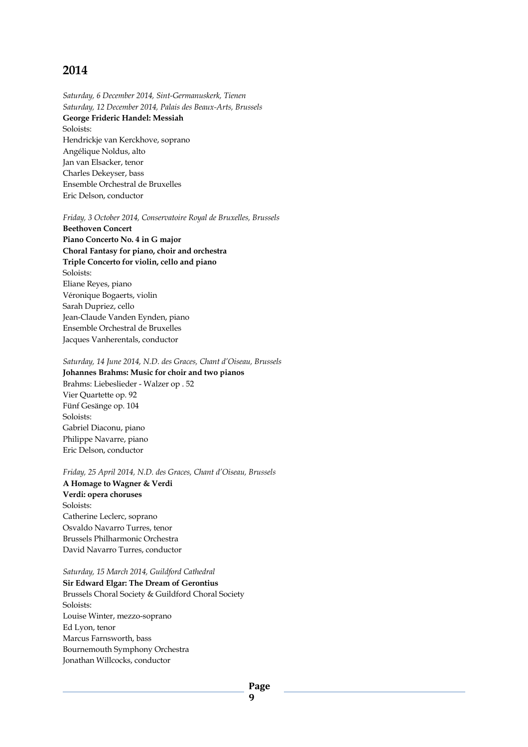## 2014

*Saturday, 6 December 2014, Sint-Germanuskerk, Tienen*
*Saturday, 12 December 2014, Palais des Beaux-Arts, Brussels*
**George Frideric Handel: Messiah**
Soloists:
Hendrickje van Kerckhove, soprano
Angélique Noldus, alto
Jan van Elsacker, tenor
Charles Dekeyser, bass
Ensemble Orchestral de Bruxelles
Eric Delson, conductor

*Friday, 3 October 2014, Conservatoire Royal de Bruxelles, Brussels*
**Beethoven Concert**
**Piano Concerto No. 4 in G major**
**Choral Fantasy for piano, choir and orchestra**
**Triple Concerto for violin, cello and piano**
Soloists:
Eliane Reyes, piano
Véronique Bogaerts, violin
Sarah Dupriez, cello
Jean-Claude Vanden Eynden, piano
Ensemble Orchestral de Bruxelles
Jacques Vanherentals, conductor

*Saturday, 14 June 2014, N.D. des Graces, Chant d'Oiseau, Brussels*
**Johannes Brahms: Music for choir and two pianos**
Brahms: Liebeslieder - Walzer op . 52
Vier Quartette op. 92
Fünf Gesänge op. 104
Soloists:
Gabriel Diaconu, piano
Philippe Navarre, piano
Eric Delson, conductor

*Friday, 25 April 2014, N.D. des Graces, Chant d'Oiseau, Brussels*
**A Homage to Wagner & Verdi**
**Verdi: opera choruses**
Soloists:
Catherine Leclerc, soprano
Osvaldo Navarro Turres, tenor
Brussels Philharmonic Orchestra
David Navarro Turres, conductor

*Saturday, 15 March 2014, Guildford Cathedral*
**Sir Edward Elgar: The Dream of Gerontius**
Brussels Choral Society & Guildford Choral Society
Soloists:
Louise Winter, mezzo-soprano
Ed Lyon, tenor
Marcus Farnsworth, bass
Bournemouth Symphony Orchestra
Jonathan Willcocks, conductor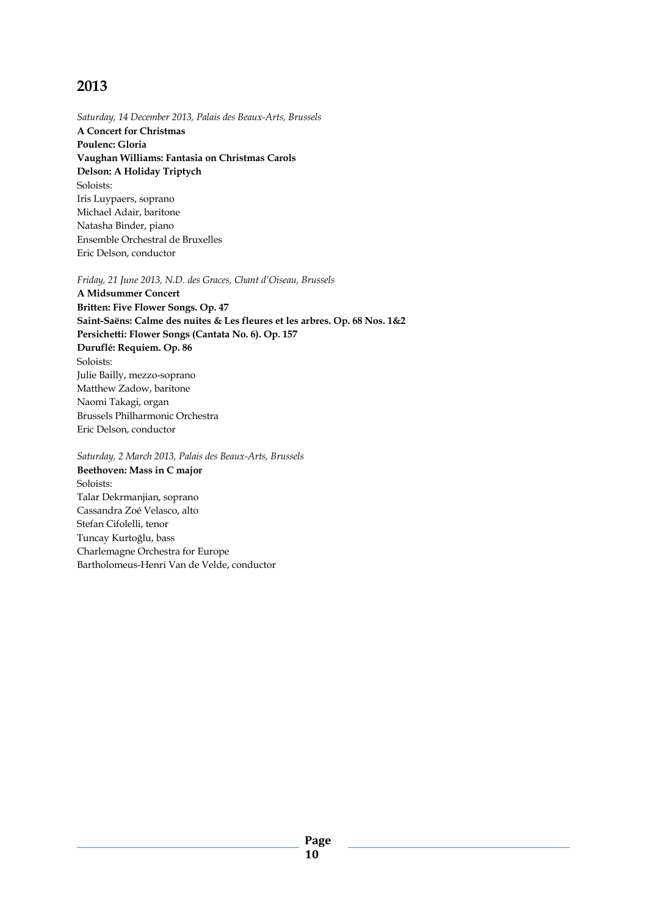## 2013

*Saturday, 14 December 2013, Palais des Beaux-Arts, Brussels*
**A Concert for Christmas**
**Poulenc: Gloria**
**Vaughan Williams: Fantasia on Christmas Carols**
**Delson: A Holiday Triptych**
Soloists:
Iris Luypaers, soprano
Michael Adair, baritone
Natasha Binder, piano
Ensemble Orchestral de Bruxelles
Eric Delson, conductor

*Friday, 21 June 2013, N.D. des Graces, Chant d'Oiseau, Brussels*
**A Midsummer Concert**
**Britten: Five Flower Songs. Op. 47**
**Saint-Saëns: Calme des nuites & Les fleures et les arbres. Op. 68 Nos. 1&2**
**Persichetti: Flower Songs (Cantata No. 6). Op. 157**
**Duruflé: Requiem. Op. 86**
Soloists:
Julie Bailly, mezzo-soprano
Matthew Zadow, baritone
Naomi Takagi, organ
Brussels Philharmonic Orchestra
Eric Delson, conductor

*Saturday, 2 March 2013, Palais des Beaux-Arts, Brussels*
**Beethoven: Mass in C major**
Soloists:
Talar Dekrmanjian, soprano
Cassandra Zoé Velasco, alto
Stefan Cifolelli, tenor
Tuncay Kurtoğlu, bass
Charlemagne Orchestra for Europe
Bartholomeus-Henri Van de Velde, conductor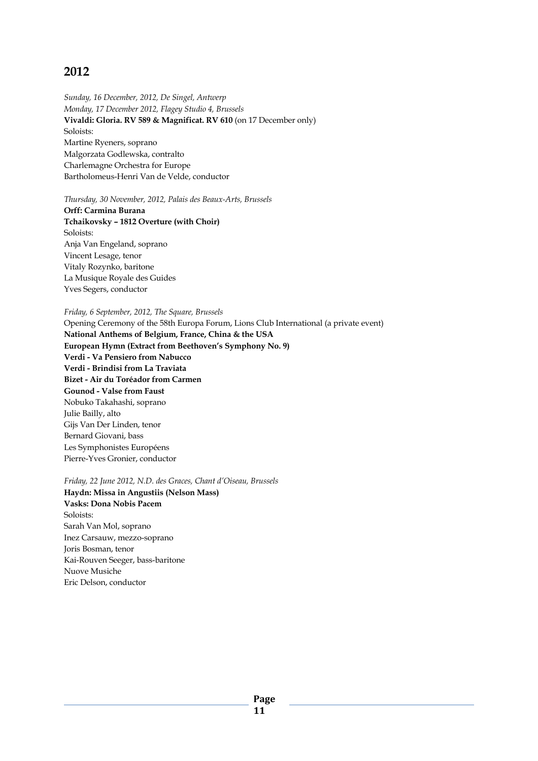## 2012

*Sunday, 16 December, 2012, De Singel, Antwerp*
*Monday, 17 December 2012, Flagey Studio 4, Brussels*
**Vivaldi: Gloria. RV 589 & Magnificat. RV 610** (on 17 December only)
Soloists:
Martine Ryeners, soprano
Malgorzata Godlewska, contralto
Charlemagne Orchestra for Europe
Bartholomeus-Henri Van de Velde, conductor

*Thursday, 30 November, 2012, Palais des Beaux-Arts, Brussels*
**Orff: Carmina Burana**
**Tchaikovsky – 1812 Overture (with Choir)**
Soloists:
Anja Van Engeland, soprano
Vincent Lesage, tenor
Vitaly Rozynko, baritone
La Musique Royale des Guides
Yves Segers, conductor

*Friday, 6 September, 2012, The Square, Brussels*
Opening Ceremony of the 58th Europa Forum, Lions Club International (a private event)
**National Anthems of Belgium, France, China & the USA**
**European Hymn (Extract from Beethoven's Symphony No. 9)**
**Verdi - Va Pensiero from Nabucco**
**Verdi - Brindisi from La Traviata**
**Bizet - Air du Toréador from Carmen**
**Gounod - Valse from Faust**
Nobuko Takahashi, soprano
Julie Bailly, alto
Gijs Van Der Linden, tenor
Bernard Giovani, bass
Les Symphonistes Européens
Pierre-Yves Gronier, conductor

*Friday, 22 June 2012, N.D. des Graces, Chant d'Oiseau, Brussels*
**Haydn: Missa in Angustiis (Nelson Mass)**
**Vasks: Dona Nobis Pacem**
Soloists:
Sarah Van Mol, soprano
Inez Carsauw, mezzo-soprano
Joris Bosman, tenor
Kai-Rouven Seeger, bass-baritone
Nuove Musiche
Eric Delson, conductor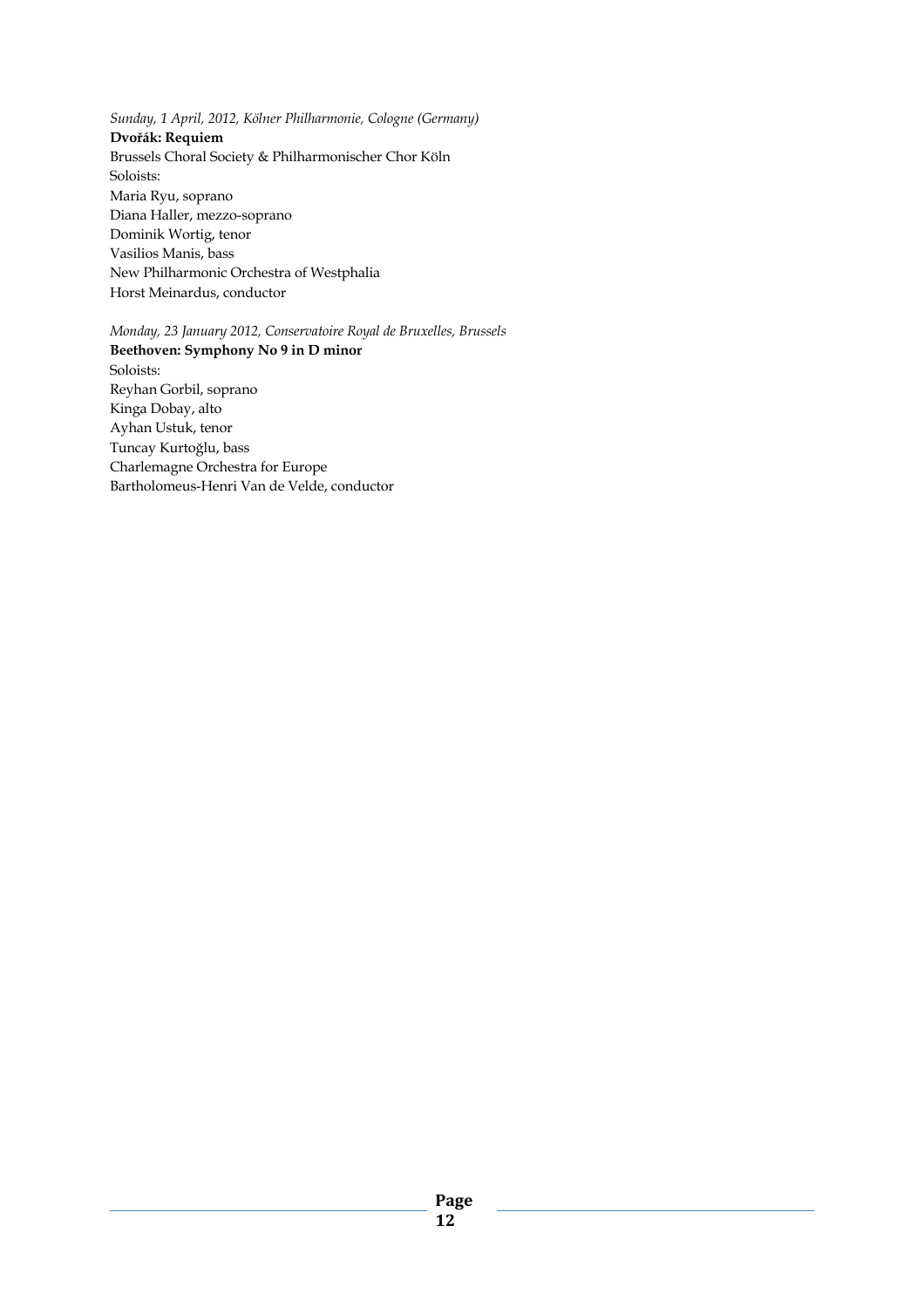*Sunday, 1 April, 2012, Kölner Philharmonie, Cologne (Germany)*
**Dvořák: Requiem**
Brussels Choral Society & Philharmonischer Chor Köln
Soloists:
Maria Ryu, soprano
Diana Haller, mezzo-soprano
Dominik Wortig, tenor
Vasilios Manis, bass
New Philharmonic Orchestra of Westphalia
Horst Meinardus, conductor

*Monday, 23 January 2012, Conservatoire Royal de Bruxelles, Brussels*
**Beethoven: Symphony No 9 in D minor**
Soloists:
Reyhan Gorbil, soprano
Kinga Dobay, alto
Ayhan Ustuk, tenor
Tuncay Kurtoğlu, bass
Charlemagne Orchestra for Europe
Bartholomeus-Henri Van de Velde, conductor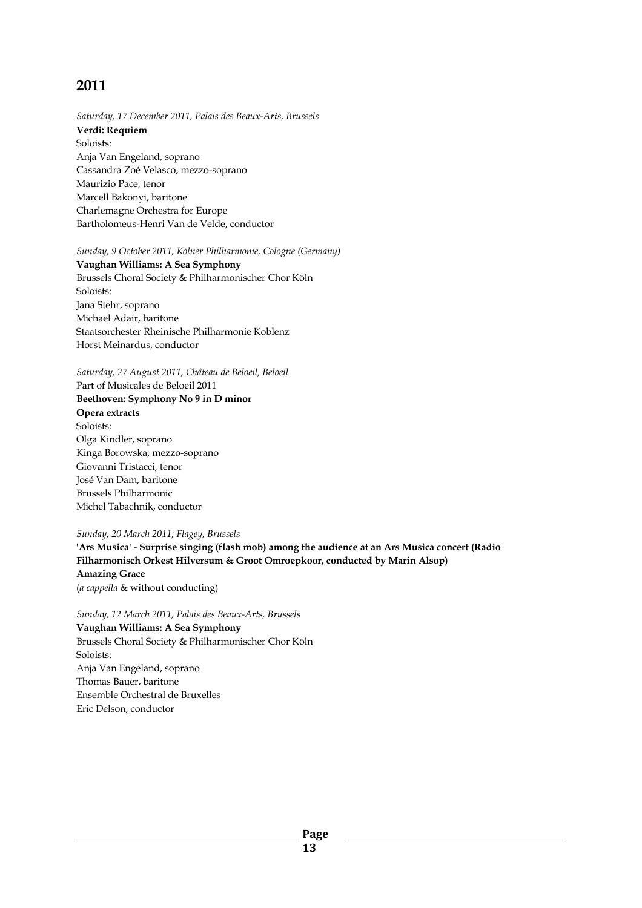## 2011

*Saturday, 17 December 2011, Palais des Beaux-Arts, Brussels*
**Verdi: Requiem**
Soloists:
Anja Van Engeland, soprano
Cassandra Zoé Velasco, mezzo-soprano
Maurizio Pace, tenor
Marcell Bakonyi, baritone
Charlemagne Orchestra for Europe
Bartholomeus-Henri Van de Velde, conductor

*Sunday, 9 October 2011, Kölner Philharmonie, Cologne (Germany)*
**Vaughan Williams: A Sea Symphony**
Brussels Choral Society & Philharmonischer Chor Köln
Soloists:
Jana Stehr, soprano
Michael Adair, baritone
Staatsorchester Rheinische Philharmonie Koblenz
Horst Meinardus, conductor

*Saturday, 27 August 2011, Château de Beloeil, Beloeil*
Part of Musicales de Beloeil 2011
**Beethoven: Symphony No 9 in D minor**
**Opera extracts**
Soloists:
Olga Kindler, soprano
Kinga Borowska, mezzo-soprano
Giovanni Tristacci, tenor
José Van Dam, baritone
Brussels Philharmonic
Michel Tabachnik, conductor

*Sunday, 20 March 2011; Flagey, Brussels*
**'Ars Musica' - Surprise singing (flash mob) among the audience at an Ars Musica concert (Radio Filharmonisch Orkest Hilversum & Groot Omroepkoor, conducted by Marin Alsop)**
**Amazing Grace**
(*a cappella* & without conducting)

*Sunday, 12 March 2011, Palais des Beaux-Arts, Brussels*
**Vaughan Williams: A Sea Symphony**
Brussels Choral Society & Philharmonischer Chor Köln
Soloists:
Anja Van Engeland, soprano
Thomas Bauer, baritone
Ensemble Orchestral de Bruxelles
Eric Delson, conductor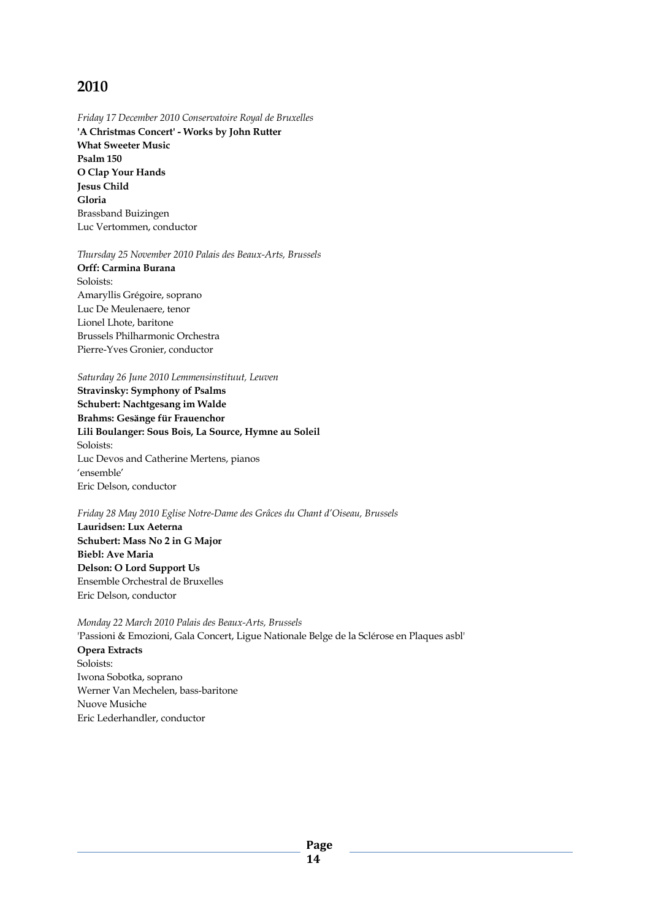## 2010

*Friday 17 December 2010 Conservatoire Royal de Bruxelles*
**'A Christmas Concert' - Works by John Rutter**
**What Sweeter Music**
**Psalm 150**
**O Clap Your Hands**
**Jesus Child**
**Gloria**
Brassband Buizingen
Luc Vertommen, conductor

*Thursday 25 November 2010 Palais des Beaux-Arts, Brussels*
**Orff: Carmina Burana**
Soloists:
Amaryllis Grégoire, soprano
Luc De Meulenaere, tenor
Lionel Lhote, baritone
Brussels Philharmonic Orchestra
Pierre-Yves Gronier, conductor

*Saturday 26 June 2010 Lemmensinstituut, Leuven*
**Stravinsky: Symphony of Psalms**
**Schubert: Nachtgesang im Walde**
**Brahms: Gesänge für Frauenchor**
**Lili Boulanger: Sous Bois, La Source, Hymne au Soleil**
Soloists:
Luc Devos and Catherine Mertens, pianos
'ensemble'
Eric Delson, conductor

*Friday 28 May 2010 Eglise Notre-Dame des Grâces du Chant d'Oiseau, Brussels*
**Lauridsen: Lux Aeterna**
**Schubert: Mass No 2 in G Major**
**Biebl: Ave Maria**
**Delson: O Lord Support Us**
Ensemble Orchestral de Bruxelles
Eric Delson, conductor

*Monday 22 March 2010 Palais des Beaux-Arts, Brussels*
'Passioni & Emozioni, Gala Concert, Ligue Nationale Belge de la Sclérose en Plaques asbl'
**Opera Extracts**
Soloists:
Iwona Sobotka, soprano
Werner Van Mechelen, bass-baritone
Nuove Musiche
Eric Lederhandler, conductor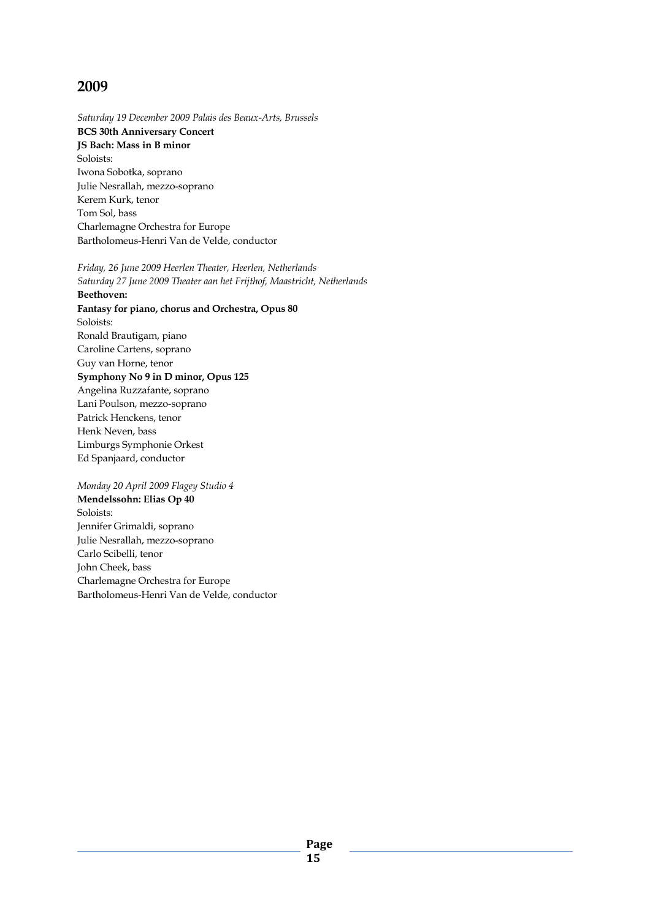## 2009

*Saturday 19 December 2009 Palais des Beaux-Arts, Brussels*
**BCS 30th Anniversary Concert**
**JS Bach: Mass in B minor**
Soloists:
Iwona Sobotka, soprano
Julie Nesrallah, mezzo-soprano
Kerem Kurk, tenor
Tom Sol, bass
Charlemagne Orchestra for Europe
Bartholomeus-Henri Van de Velde, conductor

*Friday, 26 June 2009 Heerlen Theater, Heerlen, Netherlands*
*Saturday 27 June 2009 Theater aan het Frijthof, Maastricht, Netherlands*
**Beethoven:**
**Fantasy for piano, chorus and Orchestra, Opus 80**
Soloists:
Ronald Brautigam, piano
Caroline Cartens, soprano
Guy van Horne, tenor
**Symphony No 9 in D minor, Opus 125**
Angelina Ruzzafante, soprano
Lani Poulson, mezzo-soprano
Patrick Henckens, tenor
Henk Neven, bass
Limburgs Symphonie Orkest
Ed Spanjaard, conductor

*Monday 20 April 2009 Flagey Studio 4*
**Mendelssohn: Elias Op 40**
Soloists:
Jennifer Grimaldi, soprano
Julie Nesrallah, mezzo-soprano
Carlo Scibelli, tenor
John Cheek, bass
Charlemagne Orchestra for Europe
Bartholomeus-Henri Van de Velde, conductor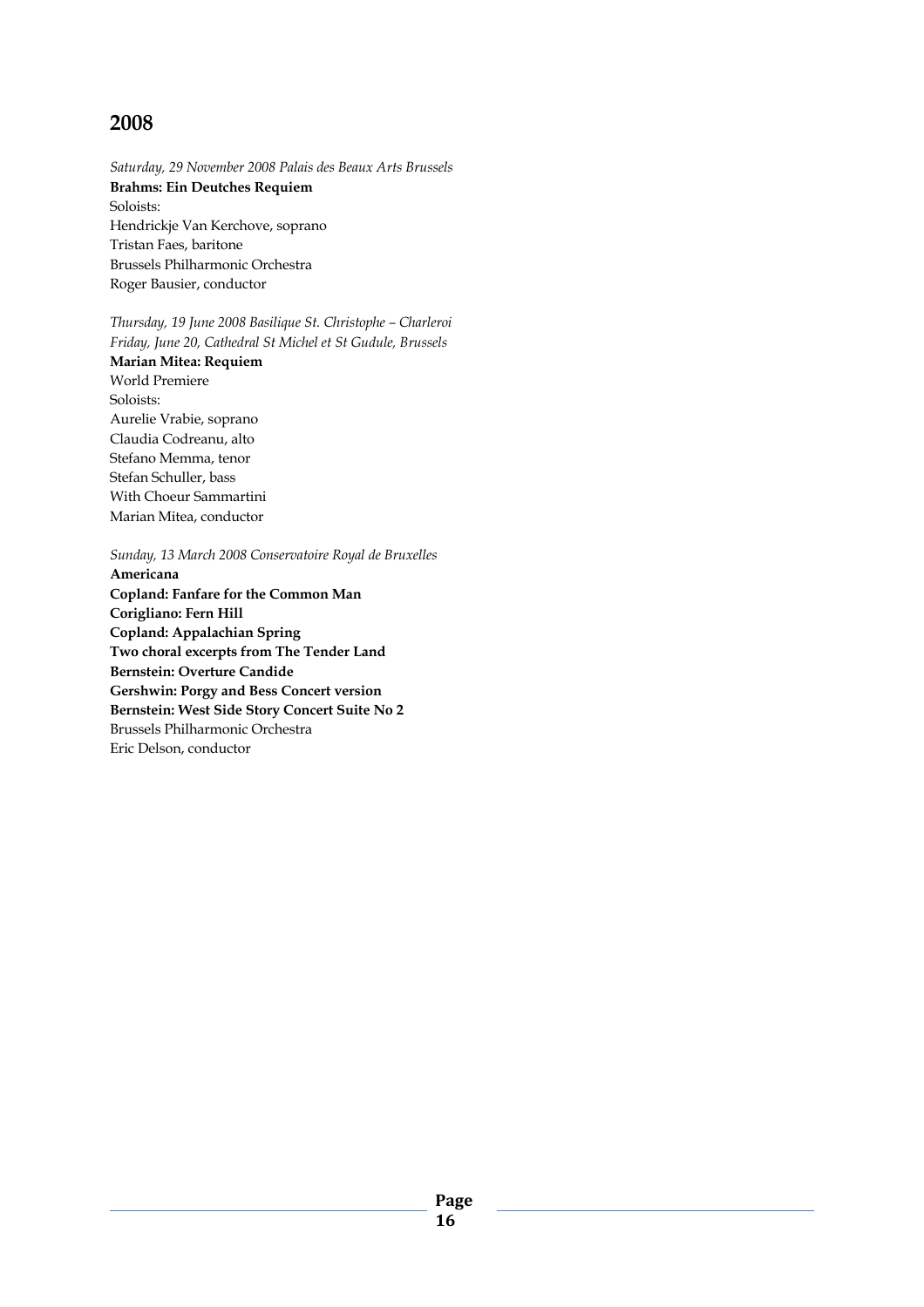## 2008

*Saturday, 29 November 2008 Palais des Beaux Arts Brussels*
**Brahms: Ein Deutches Requiem**
Soloists:
Hendrickje Van Kerchove, soprano
Tristan Faes, baritone
Brussels Philharmonic Orchestra
Roger Bausier, conductor

*Thursday, 19 June 2008 Basilique St. Christophe – Charleroi*
*Friday, June 20, Cathedral St Michel et St Gudule, Brussels*
**Marian Mitea: Requiem**
World Premiere
Soloists:
Aurelie Vrabie, soprano
Claudia Codreanu, alto
Stefano Memma, tenor
Stefan Schuller, bass
With Choeur Sammartini
Marian Mitea, conductor

*Sunday, 13 March 2008 Conservatoire Royal de Bruxelles*
**Americana**
**Copland: Fanfare for the Common Man**
**Corigliano: Fern Hill**
**Copland: Appalachian Spring**
**Two choral excerpts from The Tender Land**
**Bernstein: Overture Candide**
**Gershwin: Porgy and Bess Concert version**
**Bernstein: West Side Story Concert Suite No 2**
Brussels Philharmonic Orchestra
Eric Delson, conductor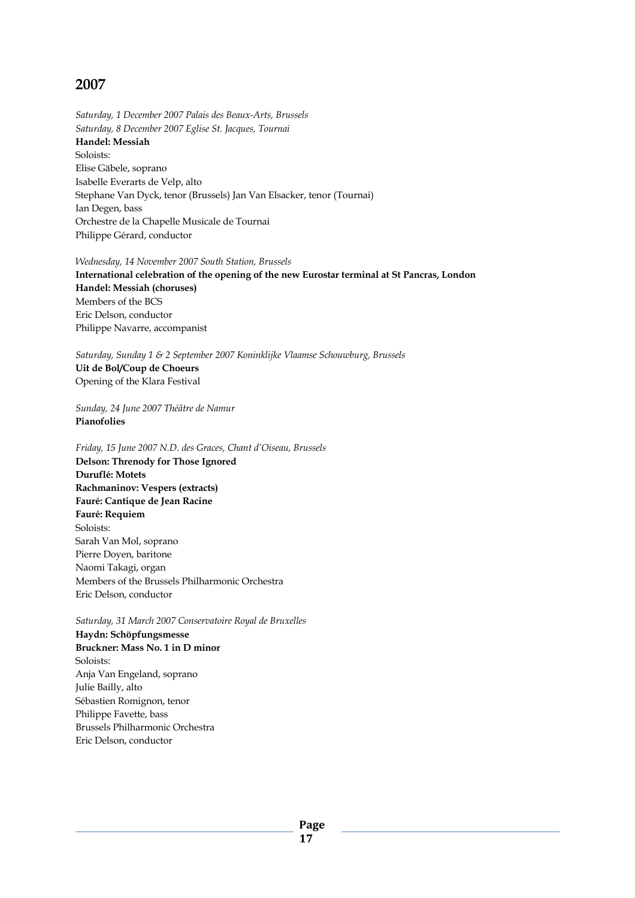## 2007

*Saturday, 1 December 2007 Palais des Beaux-Arts, Brussels*
*Saturday, 8 December 2007 Eglise St. Jacques, Tournai*
**Handel: Messiah**
Soloists:
Elise Gäbele, soprano
Isabelle Everarts de Velp, alto
Stephane Van Dyck, tenor (Brussels) Jan Van Elsacker, tenor (Tournai)
Ian Degen, bass
Orchestre de la Chapelle Musicale de Tournai
Philippe Gérard, conductor

*Wednesday, 14 November 2007 South Station, Brussels*
**International celebration of the opening of the new Eurostar terminal at St Pancras, London**
**Handel: Messiah (choruses)**
Members of the BCS
Eric Delson, conductor
Philippe Navarre, accompanist

*Saturday, Sunday 1 & 2 September 2007 Koninklijke Vlaamse Schouwburg, Brussels*
**Uit de Bol/Coup de Choeurs**
Opening of the Klara Festival

*Sunday, 24 June 2007 Théâtre de Namur*
**Pianofolies**

*Friday, 15 June 2007 N.D. des Graces, Chant d'Oiseau, Brussels*
**Delson: Threnody for Those Ignored**
**Duruflé: Motets**
**Rachmaninov: Vespers (extracts)**
**Fauré: Cantique de Jean Racine**
**Fauré: Requiem**
Soloists:
Sarah Van Mol, soprano
Pierre Doyen, baritone
Naomi Takagi, organ
Members of the Brussels Philharmonic Orchestra
Eric Delson, conductor

*Saturday, 31 March 2007 Conservatoire Royal de Bruxelles*
**Haydn: Schöpfungsmesse**
**Bruckner: Mass No. 1 in D minor**
Soloists:
Anja Van Engeland, soprano
Julie Bailly, alto
Sébastien Romignon, tenor
Philippe Favette, bass
Brussels Philharmonic Orchestra
Eric Delson, conductor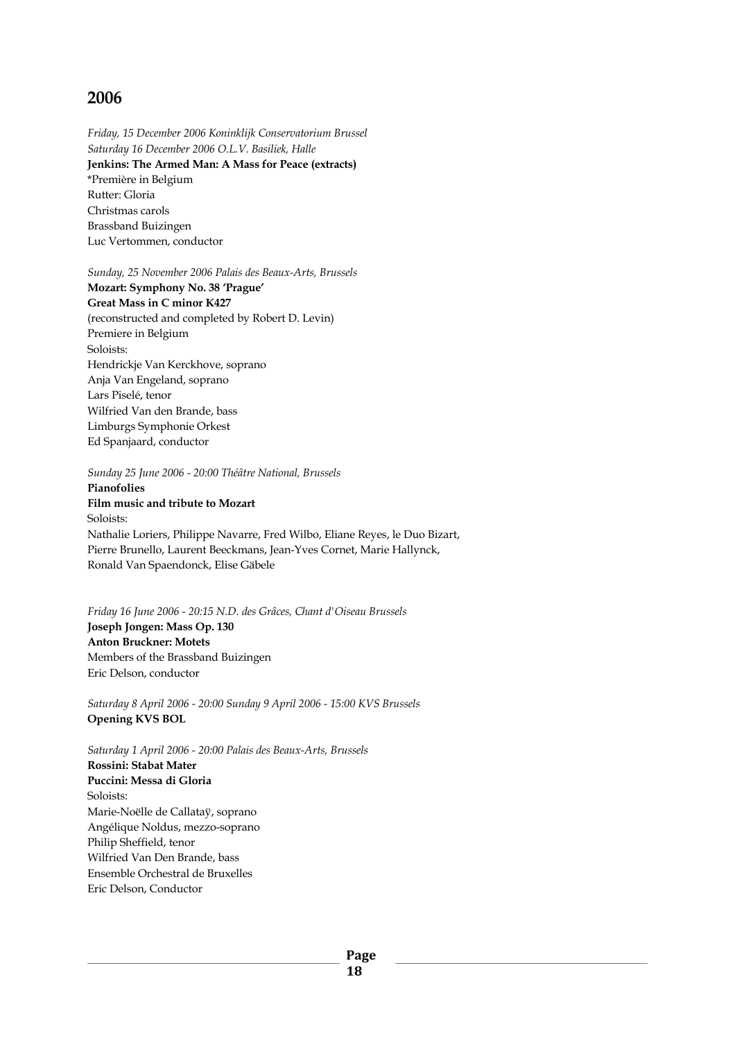## 2006

*Friday, 15 December 2006 Koninklijk Conservatorium Brussel*
*Saturday 16 December 2006 O.L.V. Basiliek, Halle*
**Jenkins: The Armed Man: A Mass for Peace (extracts)**
*Première in Belgium
Rutter: Gloria
Christmas carols
Brassband Buizingen
Luc Vertommen, conductor

*Sunday, 25 November 2006 Palais des Beaux-Arts, Brussels*
**Mozart: Symphony No. 38 'Prague'**
**Great Mass in C minor K427**
(reconstructed and completed by Robert D. Levin)
Premiere in Belgium
Soloists:
Hendrickje Van Kerckhove, soprano
Anja Van Engeland, soprano
Lars Piselé, tenor
Wilfried Van den Brande, bass
Limburgs Symphonie Orkest
Ed Spanjaard, conductor

*Sunday 25 June 2006 - 20:00 Théâtre National, Brussels*
**Pianofolies**
**Film music and tribute to Mozart**
Soloists:
Nathalie Loriers, Philippe Navarre, Fred Wilbo, Eliane Reyes, le Duo Bizart, Pierre Brunello, Laurent Beeckmans, Jean-Yves Cornet, Marie Hallynck, Ronald Van Spaendonck, Elise Gäbele

*Friday 16 June 2006 - 20:15 N.D. des Grâces, Chant d'Oiseau Brussels*
**Joseph Jongen: Mass Op. 130**
**Anton Bruckner: Motets**
Members of the Brassband Buizingen
Eric Delson, conductor

*Saturday 8 April 2006 - 20:00 Sunday 9 April 2006 - 15:00 KVS Brussels*
**Opening KVS BOL**

*Saturday 1 April 2006 - 20:00 Palais des Beaux-Arts, Brussels*
**Rossini: Stabat Mater**
**Puccini: Messa di Gloria**
Soloists:
Marie-Noëlle de Callataÿ, soprano
Angélique Noldus, mezzo-soprano
Philip Sheffield, tenor
Wilfried Van Den Brande, bass
Ensemble Orchestral de Bruxelles
Eric Delson, Conductor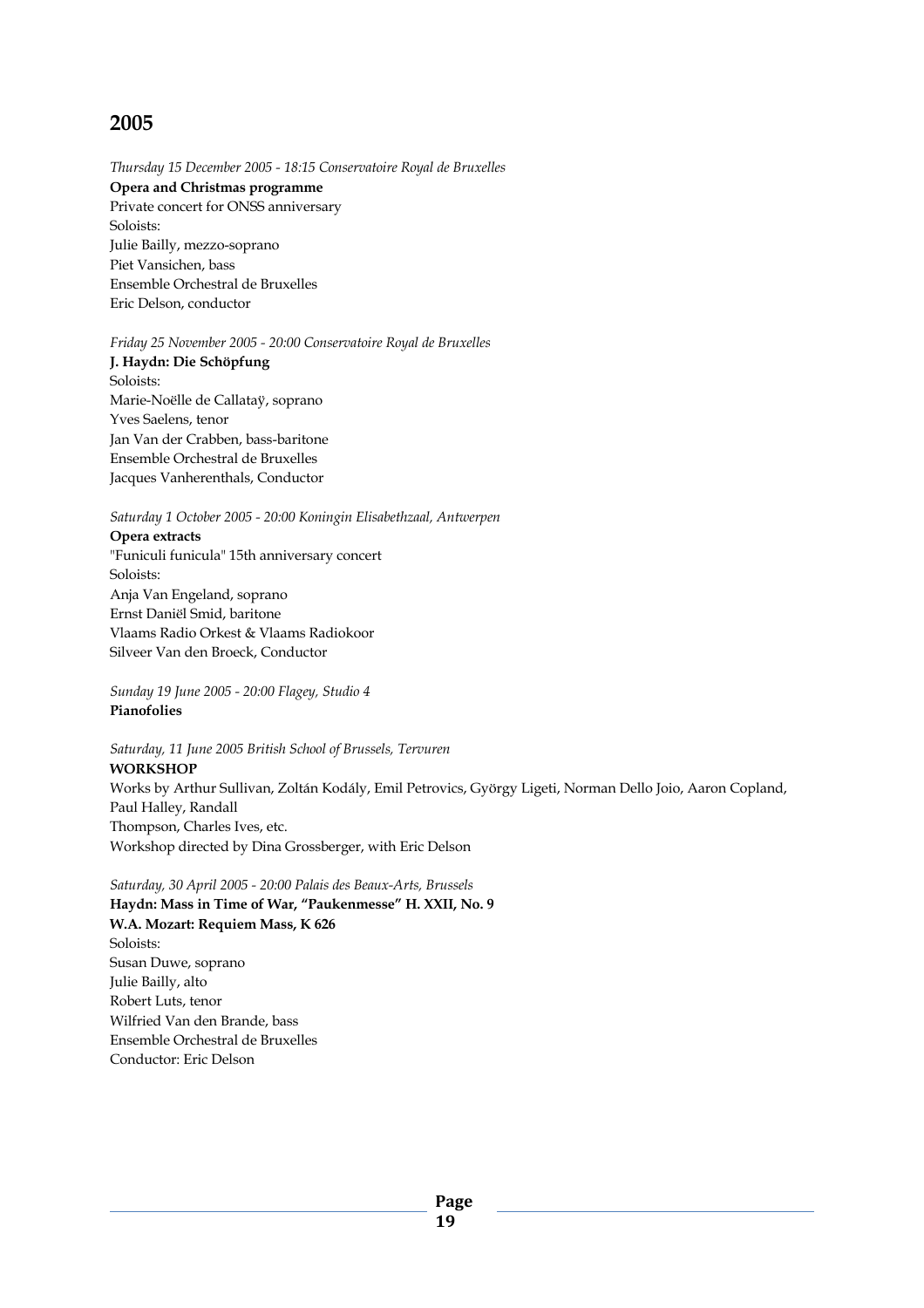## 2005

*Thursday 15 December 2005 - 18:15 Conservatoire Royal de Bruxelles*
**Opera and Christmas programme**
Private concert for ONSS anniversary
Soloists:
Julie Bailly, mezzo-soprano
Piet Vansichen, bass
Ensemble Orchestral de Bruxelles
Eric Delson, conductor

*Friday 25 November 2005 - 20:00 Conservatoire Royal de Bruxelles*
**J. Haydn: Die Schöpfung**
Soloists:
Marie-Noëlle de Callataÿ, soprano
Yves Saelens, tenor
Jan Van der Crabben, bass-baritone
Ensemble Orchestral de Bruxelles
Jacques Vanherenthals, Conductor

*Saturday 1 October 2005 - 20:00 Koningin Elisabethzaal, Antwerpen*
**Opera extracts**
"Funiculi funicula" 15th anniversary concert
Soloists:
Anja Van Engeland, soprano
Ernst Daniël Smid, baritone
Vlaams Radio Orkest & Vlaams Radiokoor
Silveer Van den Broeck, Conductor

*Sunday 19 June 2005 - 20:00 Flagey, Studio 4*
**Pianofolies**

*Saturday, 11 June 2005 British School of Brussels, Tervuren*
**WORKSHOP**
Works by Arthur Sullivan, Zoltán Kodály, Emil Petrovics, György Ligeti, Norman Dello Joio, Aaron Copland, Paul Halley, Randall Thompson, Charles Ives, etc.
Workshop directed by Dina Grossberger, with Eric Delson

*Saturday, 30 April 2005 - 20:00 Palais des Beaux-Arts, Brussels*
**Haydn: Mass in Time of War, "Paukenmesse" H. XXII, No. 9**
**W.A. Mozart: Requiem Mass, K 626**
Soloists:
Susan Duwe, soprano
Julie Bailly, alto
Robert Luts, tenor
Wilfried Van den Brande, bass
Ensemble Orchestral de Bruxelles
Conductor: Eric Delson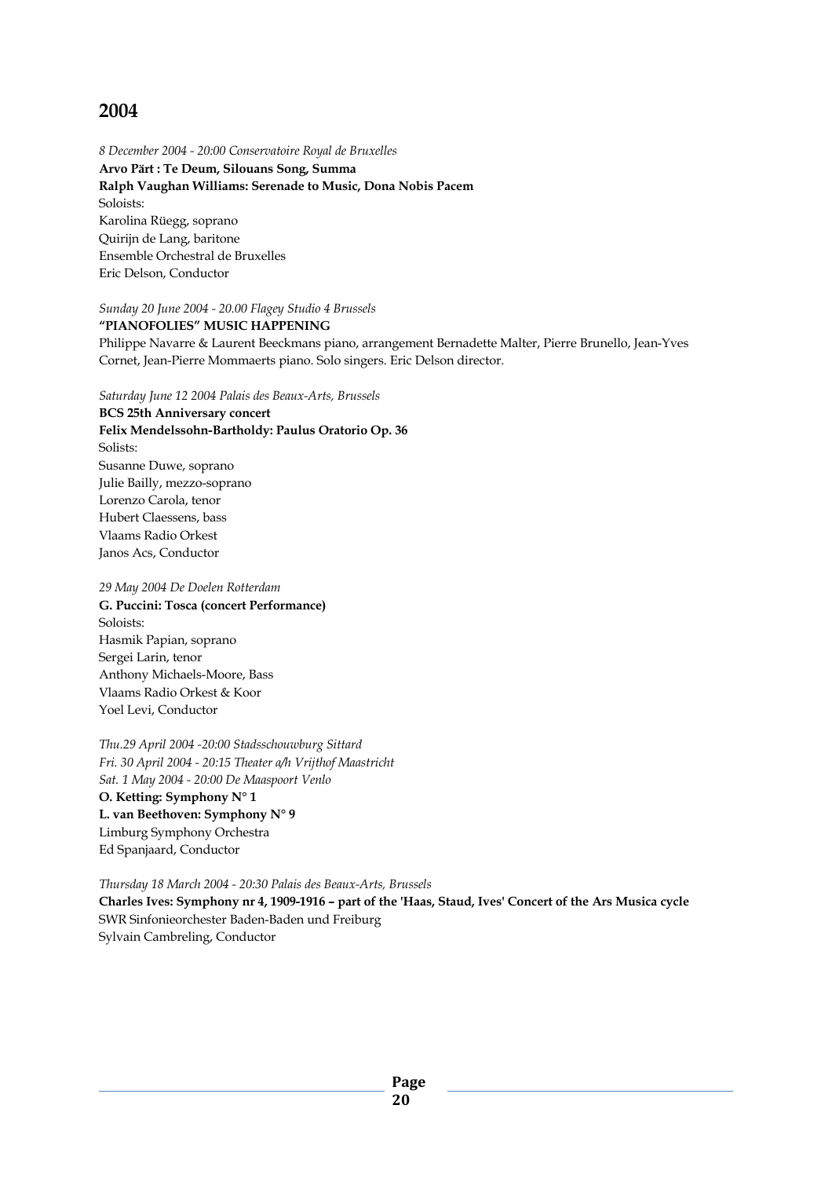## 2004

*8 December 2004 - 20:00 Conservatoire Royal de Bruxelles*
**Arvo Pärt : Te Deum, Silouans Song, Summa**
**Ralph Vaughan Williams: Serenade to Music, Dona Nobis Pacem**
Soloists:
Karolina Rüegg, soprano
Quirijn de Lang, baritone
Ensemble Orchestral de Bruxelles
Eric Delson, Conductor

*Sunday 20 June 2004 - 20.00 Flagey Studio 4 Brussels*
**"PIANOFOLIES" MUSIC HAPPENING**
Philippe Navarre & Laurent Beeckmans piano, arrangement Bernadette Malter, Pierre Brunello, Jean-Yves Cornet, Jean-Pierre Mommaerts piano. Solo singers. Eric Delson director.

*Saturday June 12 2004 Palais des Beaux-Arts, Brussels*
**BCS 25th Anniversary concert**
**Felix Mendelssohn-Bartholdy: Paulus Oratorio Op. 36**
Solists:
Susanne Duwe, soprano
Julie Bailly, mezzo-soprano
Lorenzo Carola, tenor
Hubert Claessens, bass
Vlaams Radio Orkest
Janos Acs, Conductor

*29 May 2004 De Doelen Rotterdam*
**G. Puccini: Tosca (concert Performance)**
Soloists:
Hasmik Papian, soprano
Sergei Larin, tenor
Anthony Michaels-Moore, Bass
Vlaams Radio Orkest & Koor
Yoel Levi, Conductor

*Thu.29 April 2004 -20:00 Stadsschouwburg Sittard*
*Fri. 30 April 2004 - 20:15 Theater a/h Vrijthof Maastricht*
*Sat. 1 May 2004 - 20:00 De Maaspoort Venlo*
**O. Ketting: Symphony N° 1**
**L. van Beethoven: Symphony N° 9**
Limburg Symphony Orchestra
Ed Spanjaard, Conductor

*Thursday 18 March 2004 - 20:30 Palais des Beaux-Arts, Brussels*
**Charles Ives: Symphony nr 4, 1909-1916 – part of the 'Haas, Staud, Ives' Concert of the Ars Musica cycle**
SWR Sinfonieorchester Baden-Baden und Freiburg
Sylvain Cambreling, Conductor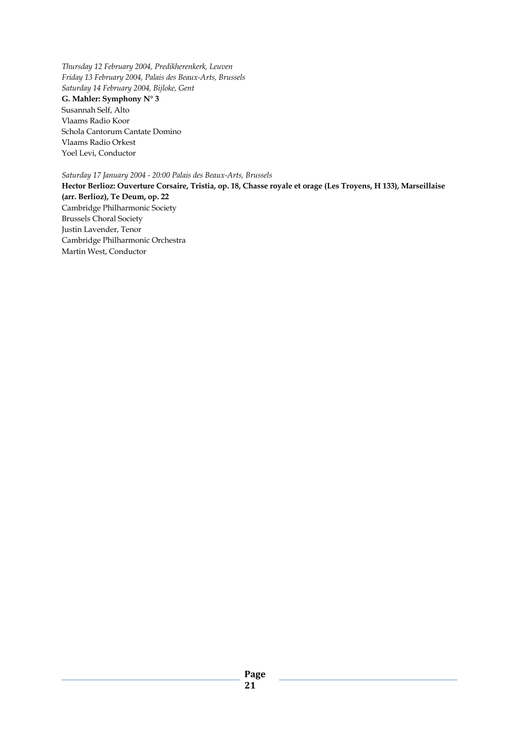*Thursday 12 February 2004, Predikherenkerk, Leuven*
*Friday 13 February 2004, Palais des Beaux-Arts, Brussels*
*Saturday 14 February 2004, Bijloke, Gent*
**G. Mahler: Symphony N° 3**
Susannah Self, Alto
Vlaams Radio Koor
Schola Cantorum Cantate Domino
Vlaams Radio Orkest
Yoel Levi, Conductor

*Saturday 17 January 2004 - 20:00 Palais des Beaux-Arts, Brussels*
**Hector Berlioz: Ouverture Corsaire, Tristia, op. 18, Chasse royale et orage (Les Troyens, H 133), Marseillaise (arr. Berlioz), Te Deum, op. 22**
Cambridge Philharmonic Society
Brussels Choral Society
Justin Lavender, Tenor
Cambridge Philharmonic Orchestra
Martin West, Conductor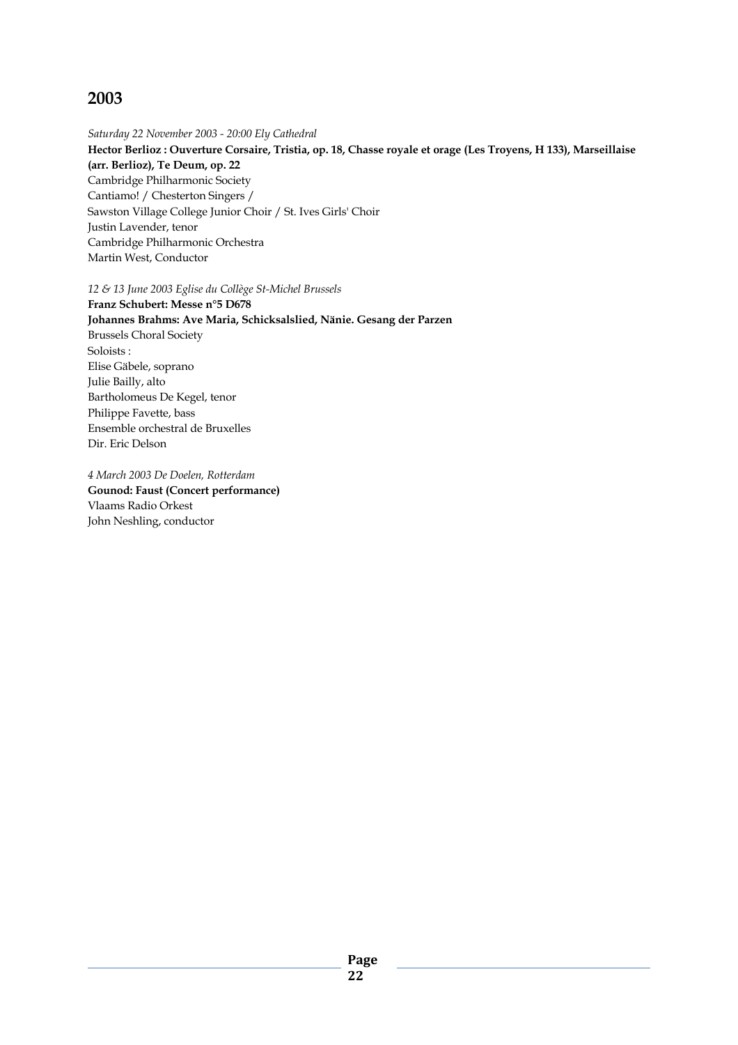## 2003

*Saturday 22 November 2003 - 20:00 Ely Cathedral*
**Hector Berlioz : Ouverture Corsaire, Tristia, op. 18, Chasse royale et orage (Les Troyens, H 133), Marseillaise (arr. Berlioz), Te Deum, op. 22**
Cambridge Philharmonic Society
Cantiamo! / Chesterton Singers /
Sawston Village College Junior Choir / St. Ives Girls' Choir
Justin Lavender, tenor
Cambridge Philharmonic Orchestra
Martin West, Conductor

*12 & 13 June 2003 Eglise du Collège St-Michel Brussels*
**Franz Schubert: Messe n°5 D678**
**Johannes Brahms: Ave Maria, Schicksalslied, Nänie. Gesang der Parzen**
Brussels Choral Society
Soloists :
Elise Gäbele, soprano
Julie Bailly, alto
Bartholomeus De Kegel, tenor
Philippe Favette, bass
Ensemble orchestral de Bruxelles
Dir. Eric Delson

*4 March 2003 De Doelen, Rotterdam*
**Gounod: Faust (Concert performance)**
Vlaams Radio Orkest
John Neshling, conductor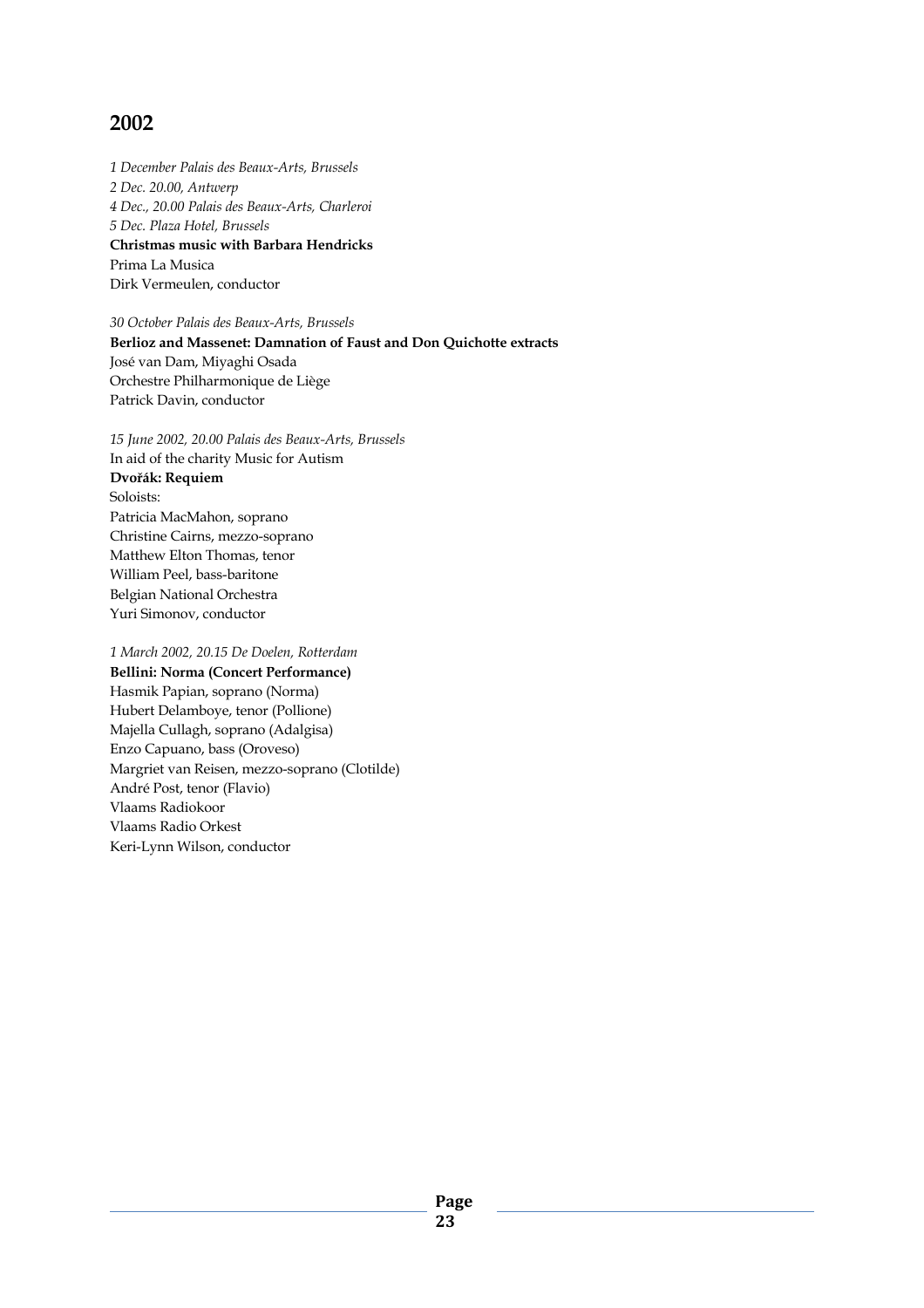## 2002

*1 December Palais des Beaux-Arts, Brussels*
*2 Dec. 20.00, Antwerp*
*4 Dec., 20.00 Palais des Beaux-Arts, Charleroi*
*5 Dec. Plaza Hotel, Brussels*
**Christmas music with Barbara Hendricks**
Prima La Musica
Dirk Vermeulen, conductor

*30 October Palais des Beaux-Arts, Brussels*
**Berlioz and Massenet: Damnation of Faust and Don Quichotte extracts**
José van Dam, Miyaghi Osada
Orchestre Philharmonique de Liège
Patrick Davin, conductor

*15 June 2002, 20.00 Palais des Beaux-Arts, Brussels*
In aid of the charity Music for Autism
**Dvořák: Requiem**
Soloists:
Patricia MacMahon, soprano
Christine Cairns, mezzo-soprano
Matthew Elton Thomas, tenor
William Peel, bass-baritone
Belgian National Orchestra
Yuri Simonov, conductor

*1 March 2002, 20.15 De Doelen, Rotterdam*
**Bellini: Norma (Concert Performance)**
Hasmik Papian, soprano (Norma)
Hubert Delamboye, tenor (Pollione)
Majella Cullagh, soprano (Adalgisa)
Enzo Capuano, bass (Oroveso)
Margriet van Reisen, mezzo-soprano (Clotilde)
André Post, tenor (Flavio)
Vlaams Radiokoor
Vlaams Radio Orkest
Keri-Lynn Wilson, conductor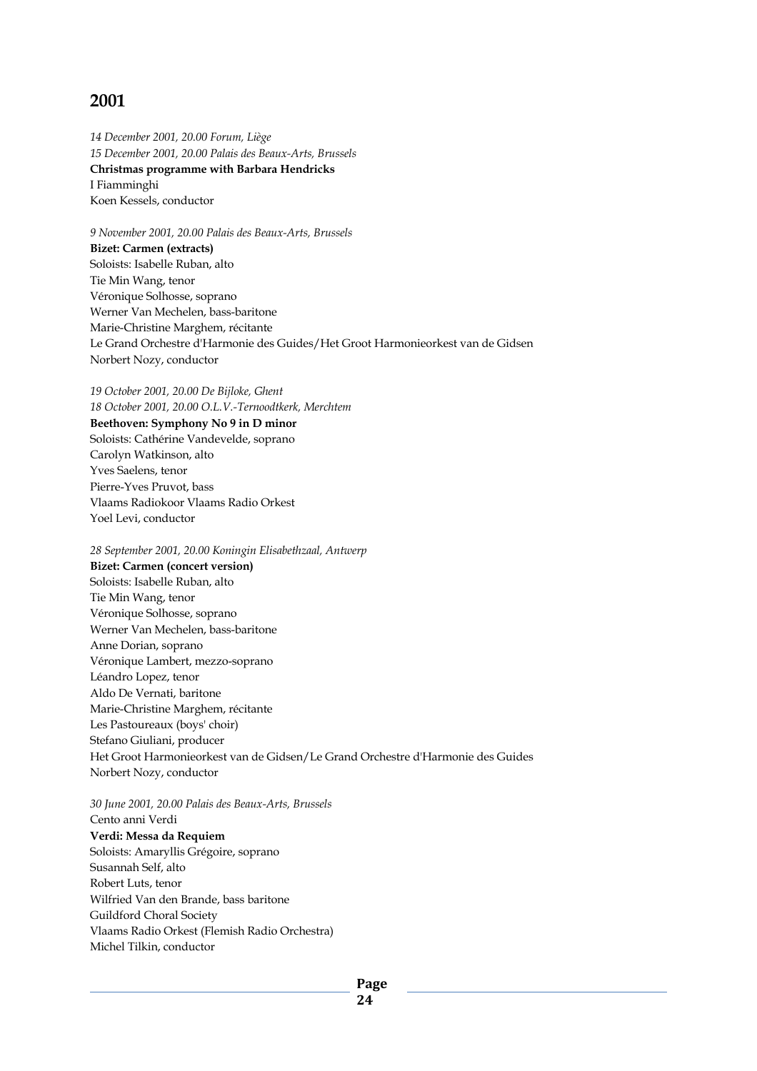## 2001

*14 December 2001, 20.00 Forum, Liège*
*15 December 2001, 20.00 Palais des Beaux-Arts, Brussels*
**Christmas programme with Barbara Hendricks**
I Fiamminghi
Koen Kessels, conductor

*9 November 2001, 20.00 Palais des Beaux-Arts, Brussels*
**Bizet: Carmen (extracts)**
Soloists: Isabelle Ruban, alto
Tie Min Wang, tenor
Véronique Solhosse, soprano
Werner Van Mechelen, bass-baritone
Marie-Christine Marghem, récitante
Le Grand Orchestre d'Harmonie des Guides/Het Groot Harmonieorkest van de Gidsen
Norbert Nozy, conductor

*19 October 2001, 20.00 De Bijloke, Ghent*
*18 October 2001, 20.00 O.L.V.-Ternoodtkerk, Merchtem*
**Beethoven: Symphony No 9 in D minor**
Soloists: Cathérine Vandevelde, soprano
Carolyn Watkinson, alto
Yves Saelens, tenor
Pierre-Yves Pruvot, bass
Vlaams Radiokoor Vlaams Radio Orkest
Yoel Levi, conductor

*28 September 2001, 20.00 Koningin Elisabethzaal, Antwerp*
**Bizet: Carmen (concert version)**
Soloists: Isabelle Ruban, alto
Tie Min Wang, tenor
Véronique Solhosse, soprano
Werner Van Mechelen, bass-baritone
Anne Dorian, soprano
Véronique Lambert, mezzo-soprano
Léandro Lopez, tenor
Aldo De Vernati, baritone
Marie-Christine Marghem, récitante
Les Pastoureaux (boys' choir)
Stefano Giuliani, producer
Het Groot Harmonieorkest van de Gidsen/Le Grand Orchestre d'Harmonie des Guides
Norbert Nozy, conductor

*30 June 2001, 20.00 Palais des Beaux-Arts, Brussels*
Cento anni Verdi
**Verdi: Messa da Requiem**
Soloists: Amaryllis Grégoire, soprano
Susannah Self, alto
Robert Luts, tenor
Wilfried Van den Brande, bass baritone
Guildford Choral Society
Vlaams Radio Orkest (Flemish Radio Orchestra)
Michel Tilkin, conductor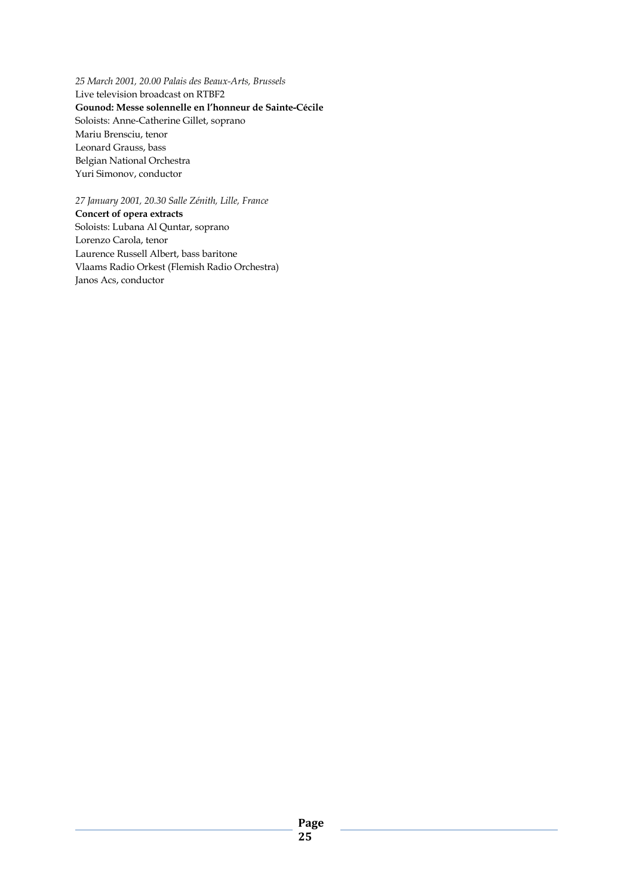*25 March 2001, 20.00 Palais des Beaux-Arts, Brussels*
Live television broadcast on RTBF2
**Gounod: Messe solennelle en l'honneur de Sainte-Cécile**
Soloists: Anne-Catherine Gillet, soprano
Mariu Brensciu, tenor
Leonard Grauss, bass
Belgian National Orchestra
Yuri Simonov, conductor

*27 January 2001, 20.30 Salle Zénith, Lille, France*
**Concert of opera extracts**
Soloists: Lubana Al Quntar, soprano
Lorenzo Carola, tenor
Laurence Russell Albert, bass baritone
Vlaams Radio Orkest (Flemish Radio Orchestra)
Janos Acs, conductor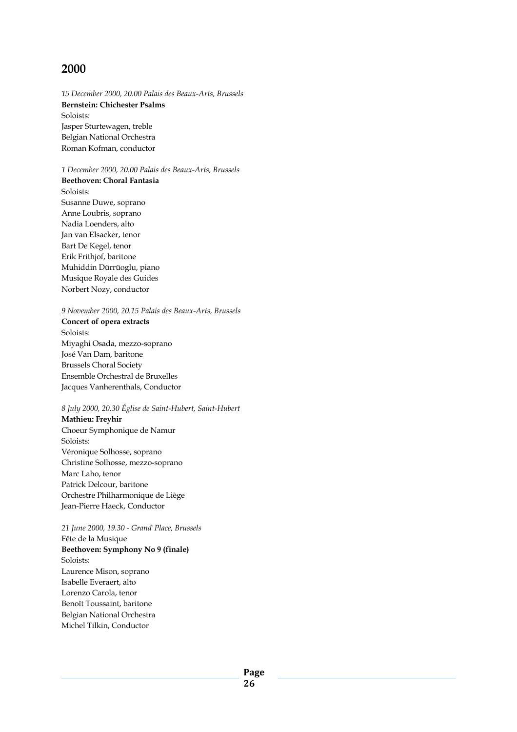## 2000

*15 December 2000, 20.00 Palais des Beaux-Arts, Brussels*
**Bernstein: Chichester Psalms**
Soloists:
Jasper Sturtewagen, treble
Belgian National Orchestra
Roman Kofman, conductor

*1 December 2000, 20.00 Palais des Beaux-Arts, Brussels*
**Beethoven: Choral Fantasia**
Soloists:
Susanne Duwe, soprano
Anne Loubris, soprano
Nadia Loenders, alto
Jan van Elsacker, tenor
Bart De Kegel, tenor
Erik Frithjof, baritone
Muhiddin Dürrüoglu, piano
Musique Royale des Guides
Norbert Nozy, conductor

*9 November 2000, 20.15 Palais des Beaux-Arts, Brussels*
**Concert of opera extracts**
Soloists:
Miyaghi Osada, mezzo-soprano
José Van Dam, baritone
Brussels Choral Society
Ensemble Orchestral de Bruxelles
Jacques Vanherenthals, Conductor

*8 July 2000, 20.30 Église de Saint-Hubert, Saint-Hubert*
**Mathieu: Freyhir**
Choeur Symphonique de Namur
Soloists:
Véronique Solhosse, soprano
Christine Solhosse, mezzo-soprano
Marc Laho, tenor
Patrick Delcour, baritone
Orchestre Philharmonique de Liège
Jean-Pierre Haeck, Conductor

*21 June 2000, 19.30 - Grand'Place, Brussels*
Fête de la Musique
**Beethoven: Symphony No 9 (finale)**
Soloists:
Laurence Mison, soprano
Isabelle Everaert, alto
Lorenzo Carola, tenor
Benoît Toussaint, baritone
Belgian National Orchestra
Michel Tilkin, Conductor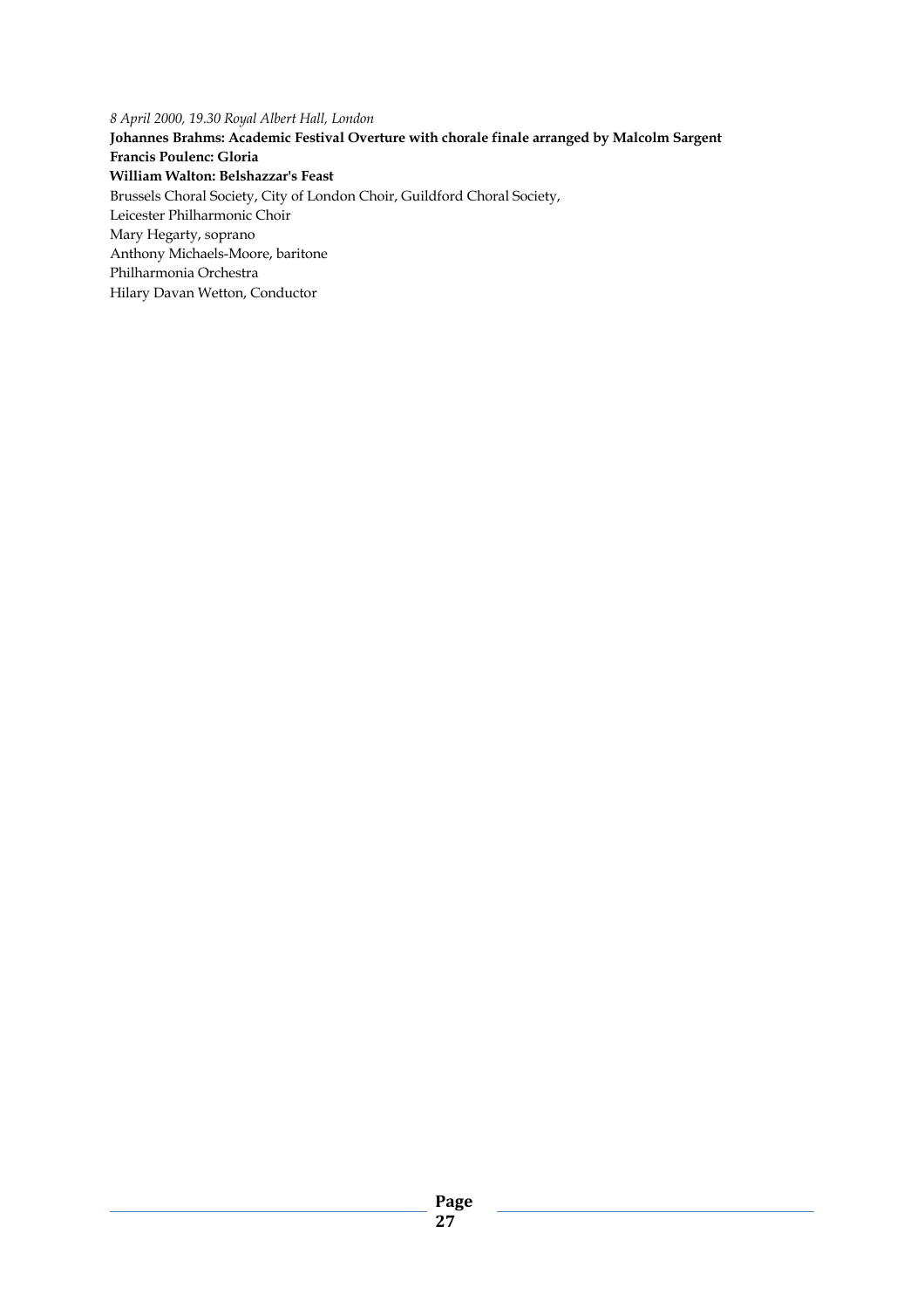*8 April 2000, 19.30 Royal Albert Hall, London*

**Johannes Brahms: Academic Festival Overture with chorale finale arranged by Malcolm Sargent**
**Francis Poulenc: Gloria**
**William Walton: Belshazzar's Feast**

Brussels Choral Society, City of London Choir, Guildford Choral Society,
Leicester Philharmonic Choir
Mary Hegarty, soprano
Anthony Michaels-Moore, baritone
Philharmonia Orchestra
Hilary Davan Wetton, Conductor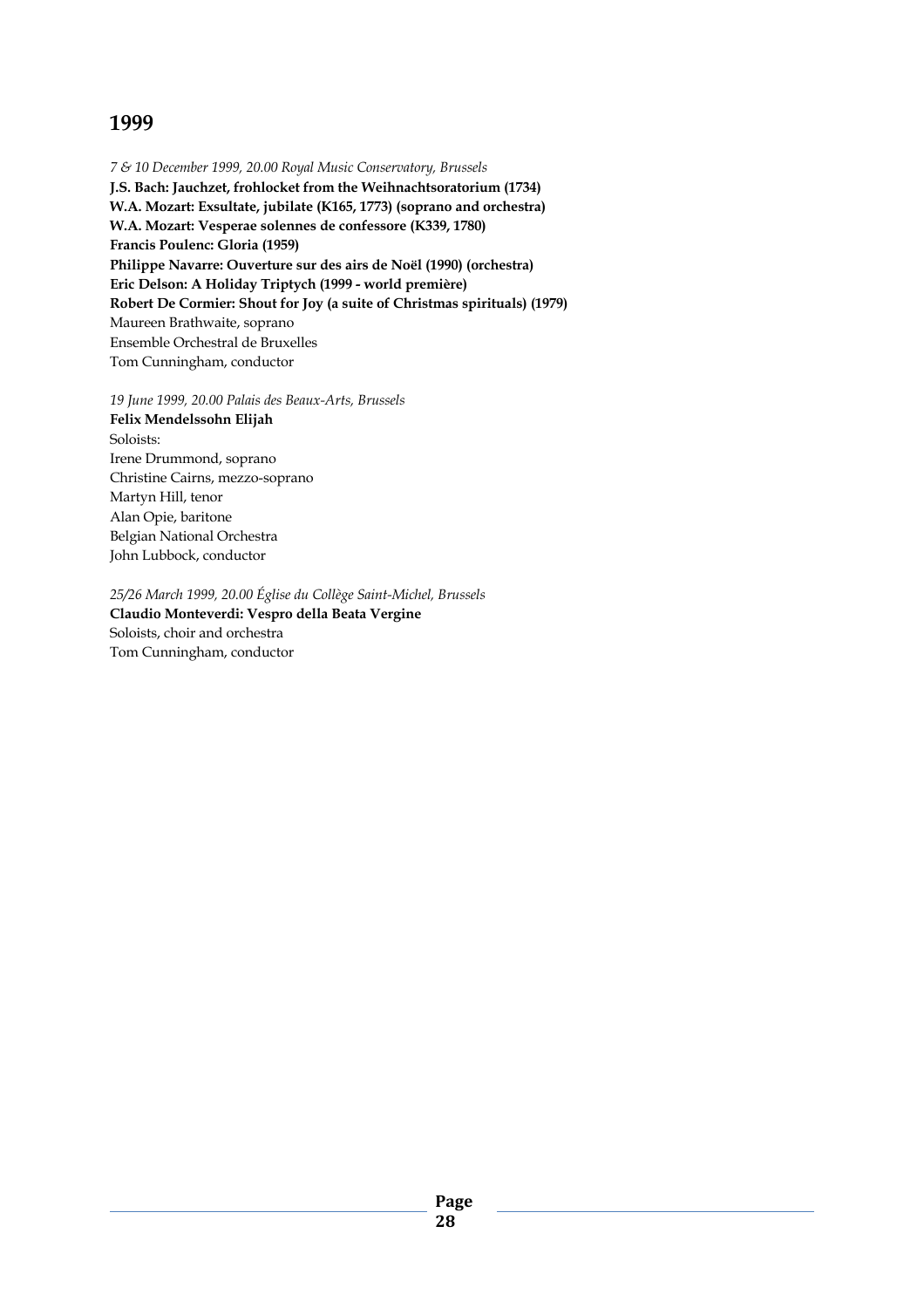## 1999

*7 & 10 December 1999, 20.00 Royal Music Conservatory, Brussels*

**J.S. Bach: Jauchzet, frohlocket from the Weihnachtsoratorium (1734)**
**W.A. Mozart: Exsultate, jubilate (K165, 1773) (soprano and orchestra)**
**W.A. Mozart: Vesperae solennes de confessore (K339, 1780)**
**Francis Poulenc: Gloria (1959)**
**Philippe Navarre: Ouverture sur des airs de Noël (1990) (orchestra)**
**Eric Delson: A Holiday Triptych (1999 - world première)**
**Robert De Cormier: Shout for Joy (a suite of Christmas spirituals) (1979)**
Maureen Brathwaite, soprano
Ensemble Orchestral de Bruxelles
Tom Cunningham, conductor

*19 June 1999, 20.00 Palais des Beaux-Arts, Brussels*

**Felix Mendelssohn Elijah**
Soloists:
Irene Drummond, soprano
Christine Cairns, mezzo-soprano
Martyn Hill, tenor
Alan Opie, baritone
Belgian National Orchestra
John Lubbock, conductor

*25/26 March 1999, 20.00 Église du Collège Saint-Michel, Brussels*

**Claudio Monteverdi: Vespro della Beata Vergine**
Soloists, choir and orchestra
Tom Cunningham, conductor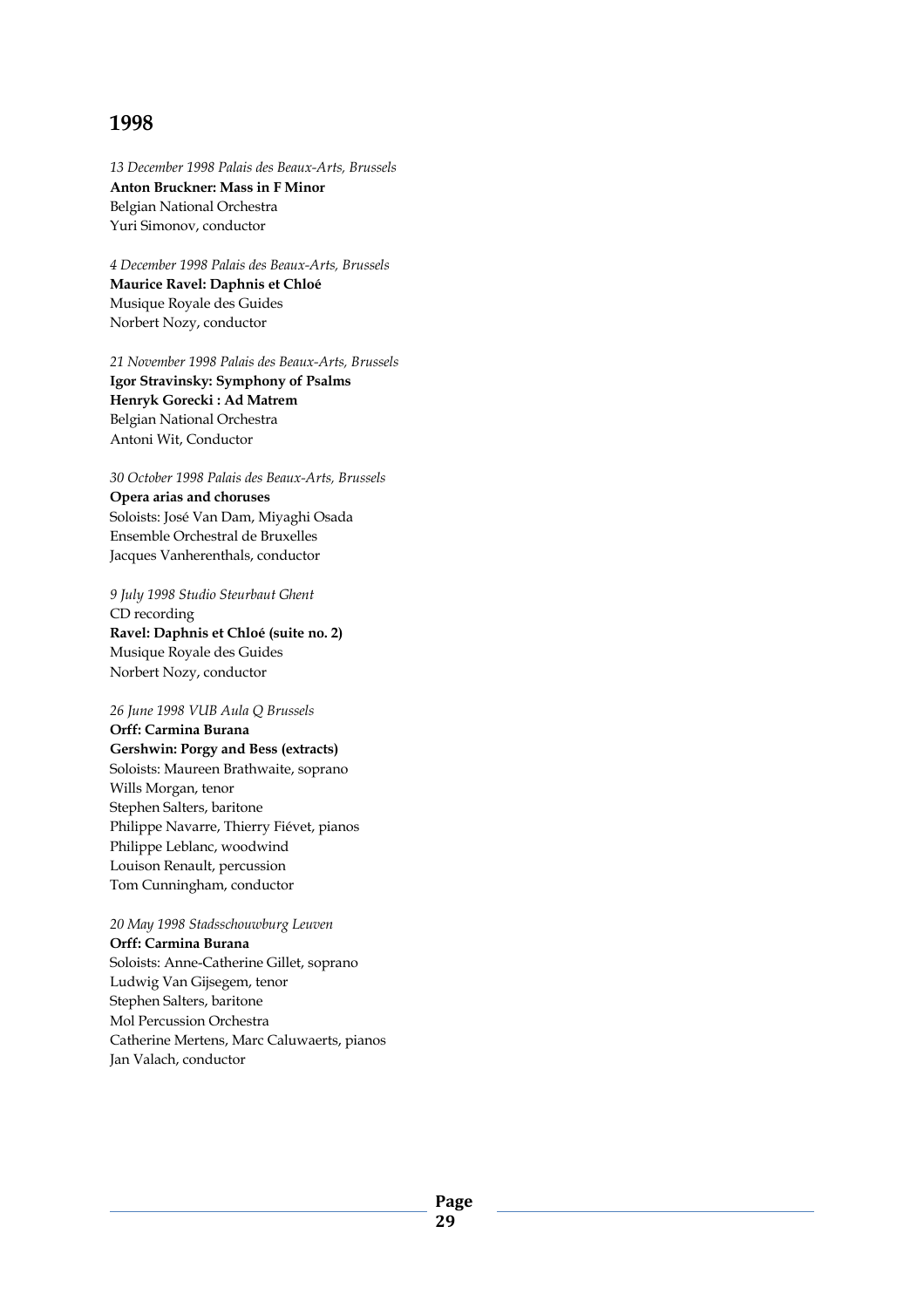# 1998

*13 December 1998 Palais des Beaux-Arts, Brussels*
**Anton Bruckner: Mass in F Minor**
Belgian National Orchestra
Yuri Simonov, conductor

*4 December 1998 Palais des Beaux-Arts, Brussels*
**Maurice Ravel: Daphnis et Chloé**
Musique Royale des Guides
Norbert Nozy, conductor

*21 November 1998 Palais des Beaux-Arts, Brussels*
**Igor Stravinsky: Symphony of Psalms**
**Henryk Gorecki : Ad Matrem**
Belgian National Orchestra
Antoni Wit, Conductor

*30 October 1998 Palais des Beaux-Arts, Brussels*
**Opera arias and choruses**
Soloists: José Van Dam, Miyaghi Osada
Ensemble Orchestral de Bruxelles
Jacques Vanherenthals, conductor

*9 July 1998 Studio Steurbaut Ghent*
CD recording
**Ravel: Daphnis et Chloé (suite no. 2)**
Musique Royale des Guides
Norbert Nozy, conductor

*26 June 1998 VUB Aula Q Brussels*
**Orff: Carmina Burana**
**Gershwin: Porgy and Bess (extracts)**
Soloists: Maureen Brathwaite, soprano
Wills Morgan, tenor
Stephen Salters, baritone
Philippe Navarre, Thierry Fiévet, pianos
Philippe Leblanc, woodwind
Louison Renault, percussion
Tom Cunningham, conductor

*20 May 1998 Stadsschouwburg Leuven*
**Orff: Carmina Burana**
Soloists: Anne-Catherine Gillet, soprano
Ludwig Van Gijsegem, tenor
Stephen Salters, baritone
Mol Percussion Orchestra
Catherine Mertens, Marc Caluwaerts, pianos
Jan Valach, conductor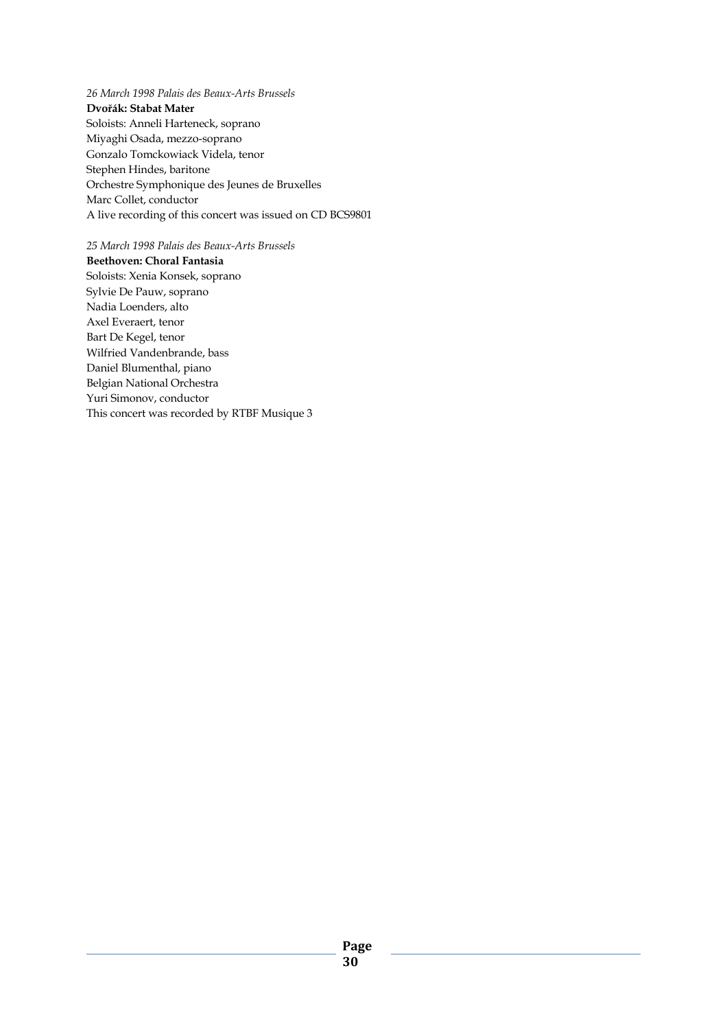*26 March 1998 Palais des Beaux-Arts Brussels*

**Dvořák: Stabat Mater**

Soloists: Anneli Harteneck, soprano
Miyaghi Osada, mezzo-soprano
Gonzalo Tomckowiack Videla, tenor
Stephen Hindes, baritone
Orchestre Symphonique des Jeunes de Bruxelles
Marc Collet, conductor
A live recording of this concert was issued on CD BCS9801

*25 March 1998 Palais des Beaux-Arts Brussels*

**Beethoven: Choral Fantasia**

Soloists: Xenia Konsek, soprano
Sylvie De Pauw, soprano
Nadia Loenders, alto
Axel Everaert, tenor
Bart De Kegel, tenor
Wilfried Vandenbrande, bass
Daniel Blumenthal, piano
Belgian National Orchestra
Yuri Simonov, conductor
This concert was recorded by RTBF Musique 3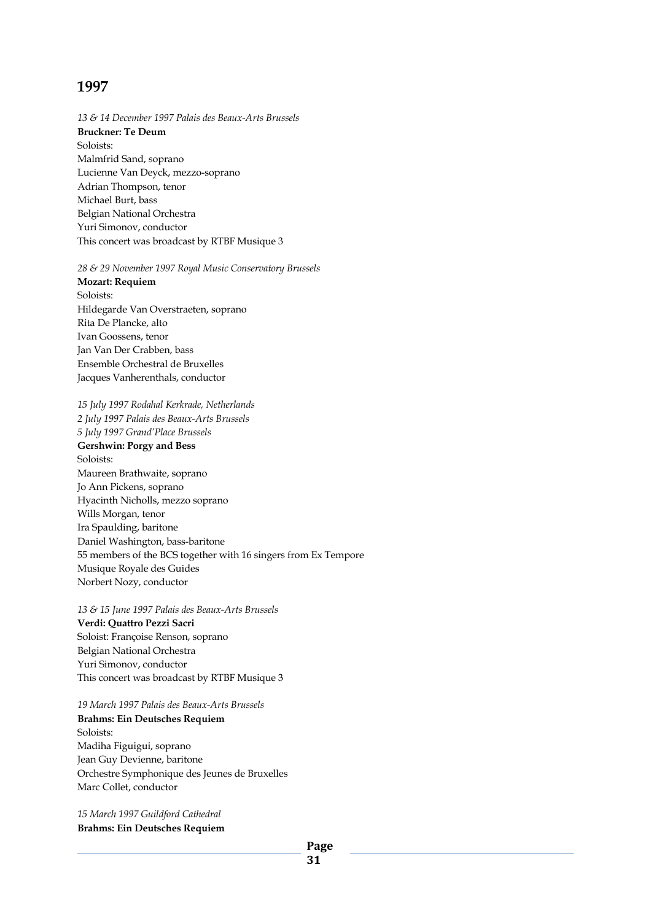# 1997

*13 & 14 December 1997 Palais des Beaux-Arts Brussels*
**Bruckner: Te Deum**
Soloists:
Malmfrid Sand, soprano
Lucienne Van Deyck, mezzo-soprano
Adrian Thompson, tenor
Michael Burt, bass
Belgian National Orchestra
Yuri Simonov, conductor
This concert was broadcast by RTBF Musique 3

*28 & 29 November 1997 Royal Music Conservatory Brussels*
**Mozart: Requiem**
Soloists:
Hildegarde Van Overstraeten, soprano
Rita De Plancke, alto
Ivan Goossens, tenor
Jan Van Der Crabben, bass
Ensemble Orchestral de Bruxelles
Jacques Vanherenthals, conductor

*15 July 1997 Rodahal Kerkrade, Netherlands*
*2 July 1997 Palais des Beaux-Arts Brussels*
*5 July 1997 Grand'Place Brussels*
**Gershwin: Porgy and Bess**
Soloists:
Maureen Brathwaite, soprano
Jo Ann Pickens, soprano
Hyacinth Nicholls, mezzo soprano
Wills Morgan, tenor
Ira Spaulding, baritone
Daniel Washington, bass-baritone
55 members of the BCS together with 16 singers from Ex Tempore
Musique Royale des Guides
Norbert Nozy, conductor

*13 & 15 June 1997 Palais des Beaux-Arts Brussels*
**Verdi: Quattro Pezzi Sacri**
Soloist: Françoise Renson, soprano
Belgian National Orchestra
Yuri Simonov, conductor
This concert was broadcast by RTBF Musique 3

*19 March 1997 Palais des Beaux-Arts Brussels*
**Brahms: Ein Deutsches Requiem**
Soloists:
Madiha Figuigui, soprano
Jean Guy Devienne, baritone
Orchestre Symphonique des Jeunes de Bruxelles
Marc Collet, conductor

*15 March 1997 Guildford Cathedral*
**Brahms: Ein Deutsches Requiem**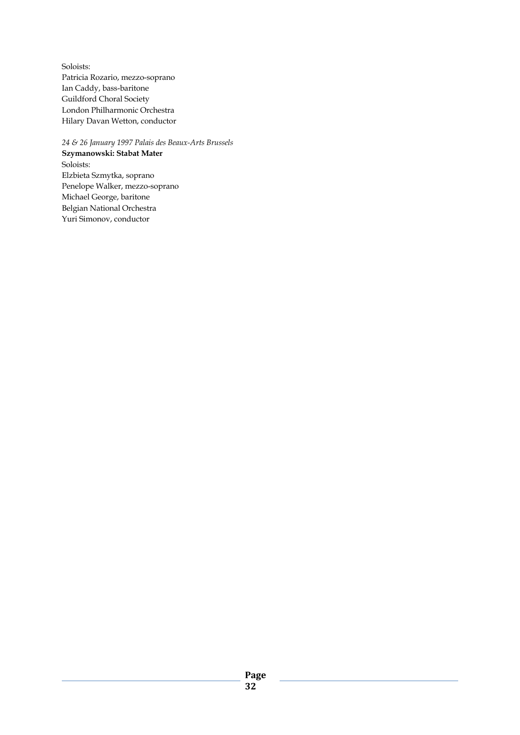Soloists:
Patricia Rozario, mezzo-soprano
Ian Caddy, bass-baritone
Guildford Choral Society
London Philharmonic Orchestra
Hilary Davan Wetton, conductor

*24 & 26 January 1997 Palais des Beaux-Arts Brussels*
**Szymanowski: Stabat Mater**
Soloists:
Elzbieta Szmytka, soprano
Penelope Walker, mezzo-soprano
Michael George, baritone
Belgian National Orchestra
Yuri Simonov, conductor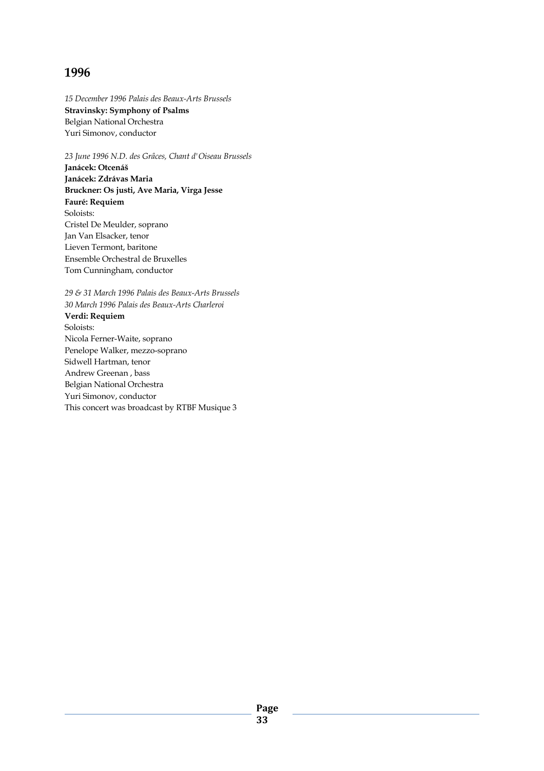## 1996

*15 December 1996 Palais des Beaux-Arts Brussels*
**Stravinsky: Symphony of Psalms**
Belgian National Orchestra
Yuri Simonov, conductor

*23 June 1996 N.D. des Grâces, Chant d'Oiseau Brussels*
**Janácek: Otcenáš**
**Janácek: Zdrávas Maria**
**Bruckner: Os justi, Ave Maria, Virga Jesse**
**Fauré: Requiem**
Soloists:
Cristel De Meulder, soprano
Jan Van Elsacker, tenor
Lieven Termont, baritone
Ensemble Orchestral de Bruxelles
Tom Cunningham, conductor

*29 & 31 March 1996 Palais des Beaux-Arts Brussels*
*30 March 1996 Palais des Beaux-Arts Charleroi*
**Verdi: Requiem**
Soloists:
Nicola Ferner-Waite, soprano
Penelope Walker, mezzo-soprano
Sidwell Hartman, tenor
Andrew Greenan , bass
Belgian National Orchestra
Yuri Simonov, conductor
This concert was broadcast by RTBF Musique 3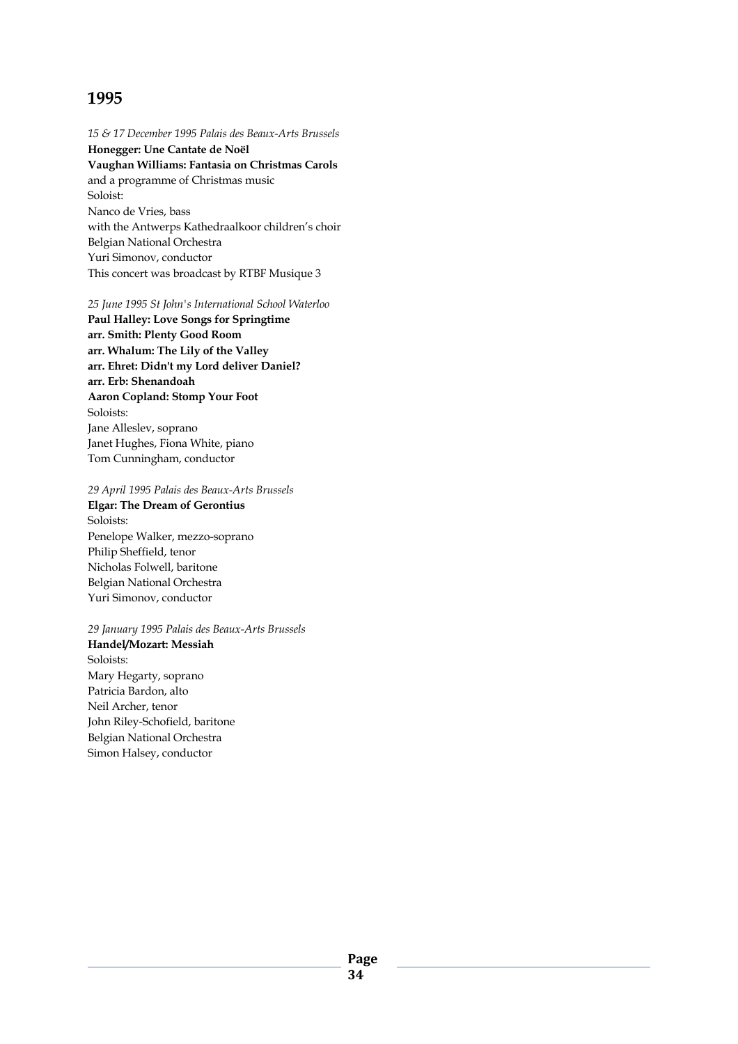# 1995

*15 & 17 December 1995 Palais des Beaux-Arts Brussels*
**Honegger: Une Cantate de Noël**
**Vaughan Williams: Fantasia on Christmas Carols**
and a programme of Christmas music
Soloist:
Nanco de Vries, bass
with the Antwerps Kathedraalkoor children's choir
Belgian National Orchestra
Yuri Simonov, conductor
This concert was broadcast by RTBF Musique 3

*25 June 1995 St John's International School Waterloo*
**Paul Halley: Love Songs for Springtime**
**arr. Smith: Plenty Good Room**
**arr. Whalum: The Lily of the Valley**
**arr. Ehret: Didn't my Lord deliver Daniel?**
**arr. Erb: Shenandoah**
**Aaron Copland: Stomp Your Foot**
Soloists:
Jane Alleslev, soprano
Janet Hughes, Fiona White, piano
Tom Cunningham, conductor

*29 April 1995 Palais des Beaux-Arts Brussels*
**Elgar: The Dream of Gerontius**
Soloists:
Penelope Walker, mezzo-soprano
Philip Sheffield, tenor
Nicholas Folwell, baritone
Belgian National Orchestra
Yuri Simonov, conductor

*29 January 1995 Palais des Beaux-Arts Brussels*
**Handel/Mozart: Messiah**
Soloists:
Mary Hegarty, soprano
Patricia Bardon, alto
Neil Archer, tenor
John Riley-Schofield, baritone
Belgian National Orchestra
Simon Halsey, conductor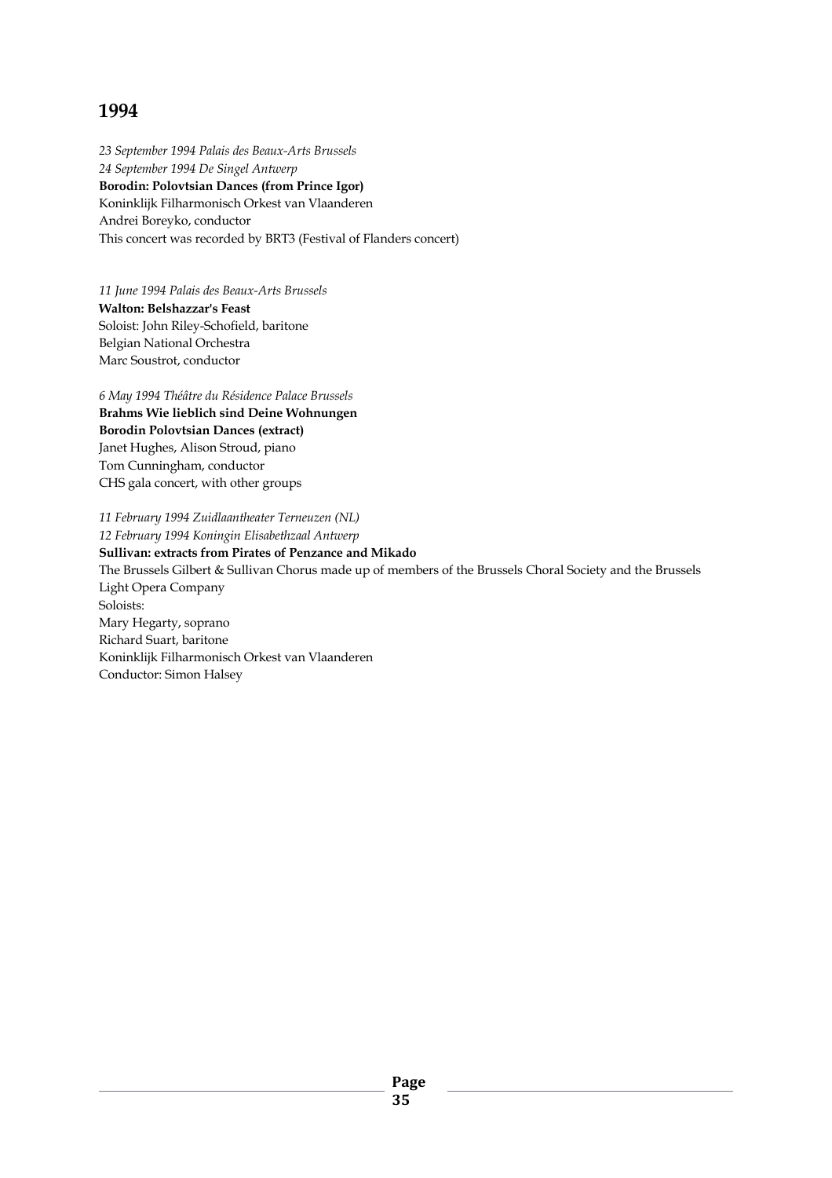# 1994

*23 September 1994 Palais des Beaux-Arts Brussels*
*24 September 1994 De Singel Antwerp*
**Borodin: Polovtsian Dances (from Prince Igor)**
Koninklijk Filharmonisch Orkest van Vlaanderen
Andrei Boreyko, conductor
This concert was recorded by BRT3 (Festival of Flanders concert)

*11 June 1994 Palais des Beaux-Arts Brussels*
**Walton: Belshazzar's Feast**
Soloist: John Riley-Schofield, baritone
Belgian National Orchestra
Marc Soustrot, conductor

*6 May 1994 Théâtre du Résidence Palace Brussels*
**Brahms Wie lieblich sind Deine Wohnungen**
**Borodin Polovtsian Dances (extract)**
Janet Hughes, Alison Stroud, piano
Tom Cunningham, conductor
CHS gala concert, with other groups

*11 February 1994 Zuidlaantheater Terneuzen (NL)*
*12 February 1994 Koningin Elisabethzaal Antwerp*
**Sullivan: extracts from Pirates of Penzance and Mikado**
The Brussels Gilbert & Sullivan Chorus made up of members of the Brussels Choral Society and the Brussels Light Opera Company
Soloists:
Mary Hegarty, soprano
Richard Suart, baritone
Koninklijk Filharmonisch Orkest van Vlaanderen
Conductor: Simon Halsey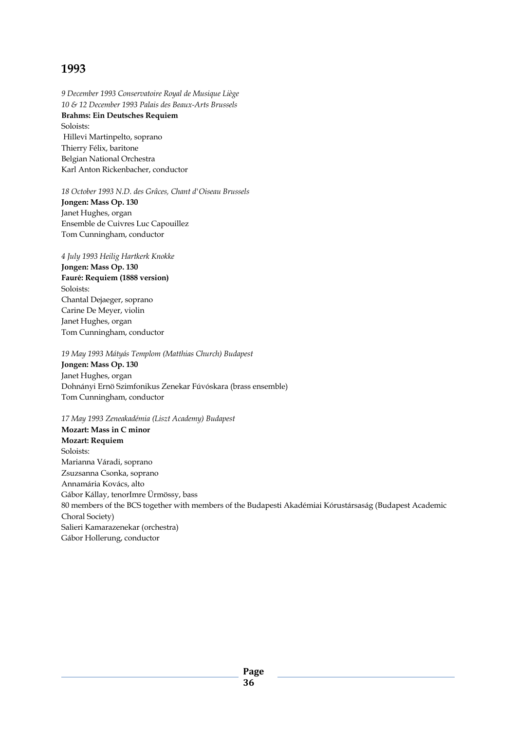# 1993

*9 December 1993 Conservatoire Royal de Musique Liège*
*10 & 12 December 1993 Palais des Beaux-Arts Brussels*
**Brahms: Ein Deutsches Requiem**
Soloists:
Hillevi Martinpelto, soprano
Thierry Félix, baritone
Belgian National Orchestra
Karl Anton Rickenbacher, conductor

*18 October 1993 N.D. des Grâces, Chant d'Oiseau Brussels*
**Jongen: Mass Op. 130**
Janet Hughes, organ
Ensemble de Cuivres Luc Capouillez
Tom Cunningham, conductor

*4 July 1993 Heilig Hartkerk Knokke*
**Jongen: Mass Op. 130**
**Fauré: Requiem (1888 version)**
Soloists:
Chantal Dejaeger, soprano
Carine De Meyer, violin
Janet Hughes, organ
Tom Cunningham, conductor

*19 May 1993 Mátyás Templom (Matthias Church) Budapest*
**Jongen: Mass Op. 130**
Janet Hughes, organ
Dohnányi Ernö Szimfonikus Zenekar Fúvóskara (brass ensemble)
Tom Cunningham, conductor

*17 May 1993 Zeneakadémia (Liszt Academy) Budapest*
**Mozart: Mass in C minor**
**Mozart: Requiem**
Soloists:
Marianna Váradi, soprano
Zsuzsanna Csonka, soprano
Annamária Kovács, alto
Gábor Kállay, tenorImre Ürmössy, bass
80 members of the BCS together with members of the Budapesti Akadémiai Kórustársaság (Budapest Academic Choral Society)
Salieri Kamarazenekar (orchestra)
Gábor Hollerung, conductor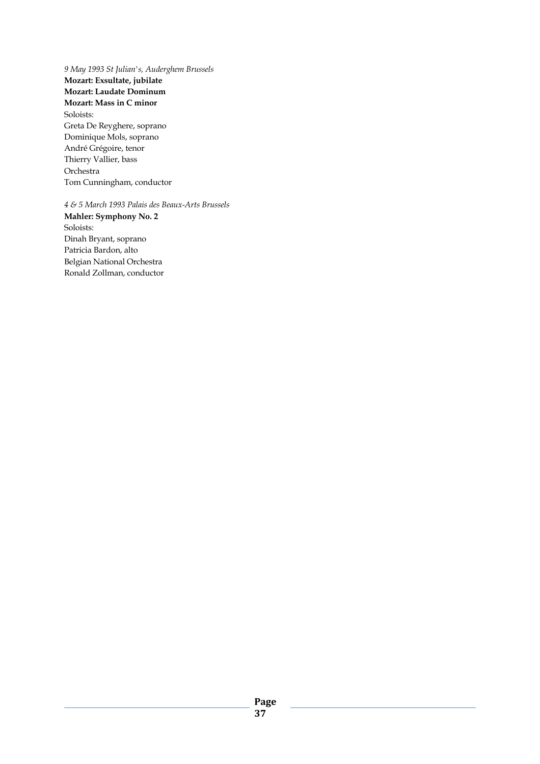*9 May 1993 St Julian's, Auderghem Brussels*

**Mozart: Exsultate, jubilate**
**Mozart: Laudate Dominum**
**Mozart: Mass in C minor**

Soloists:
Greta De Reyghere, soprano
Dominique Mols, soprano
André Grégoire, tenor
Thierry Vallier, bass
Orchestra
Tom Cunningham, conductor

*4 & 5 March 1993 Palais des Beaux-Arts Brussels*

**Mahler: Symphony No. 2**

Soloists:
Dinah Bryant, soprano
Patricia Bardon, alto
Belgian National Orchestra
Ronald Zollman, conductor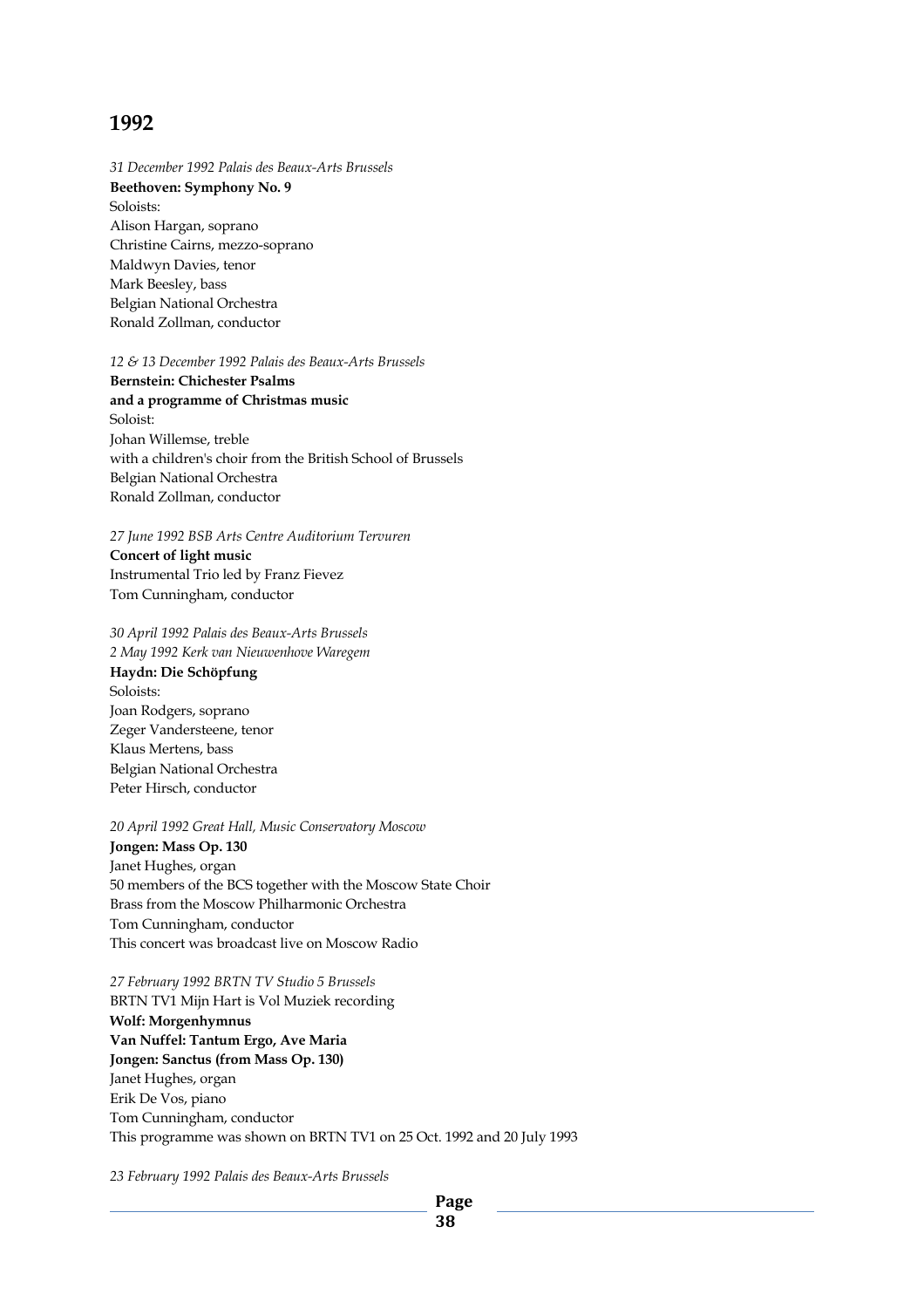# 1992

*31 December 1992 Palais des Beaux-Arts Brussels*
**Beethoven: Symphony No. 9**
Soloists:
Alison Hargan, soprano
Christine Cairns, mezzo-soprano
Maldwyn Davies, tenor
Mark Beesley, bass
Belgian National Orchestra
Ronald Zollman, conductor

*12 & 13 December 1992 Palais des Beaux-Arts Brussels*
**Bernstein: Chichester Psalms**
**and a programme of Christmas music**
Soloist:
Johan Willemse, treble
with a children's choir from the British School of Brussels
Belgian National Orchestra
Ronald Zollman, conductor

*27 June 1992 BSB Arts Centre Auditorium Tervuren*
**Concert of light music**
Instrumental Trio led by Franz Fievez
Tom Cunningham, conductor

*30 April 1992 Palais des Beaux-Arts Brussels*
*2 May 1992 Kerk van Nieuwenhove Waregem*
**Haydn: Die Schöpfung**
Soloists:
Joan Rodgers, soprano
Zeger Vandersteene, tenor
Klaus Mertens, bass
Belgian National Orchestra
Peter Hirsch, conductor

*20 April 1992 Great Hall, Music Conservatory Moscow*
**Jongen: Mass Op. 130**
Janet Hughes, organ
50 members of the BCS together with the Moscow State Choir
Brass from the Moscow Philharmonic Orchestra
Tom Cunningham, conductor
This concert was broadcast live on Moscow Radio

*27 February 1992 BRTN TV Studio 5 Brussels*
BRTN TV1 Mijn Hart is Vol Muziek recording
**Wolf: Morgenhymnus**
**Van Nuffel: Tantum Ergo, Ave Maria**
**Jongen: Sanctus (from Mass Op. 130)**
Janet Hughes, organ
Erik De Vos, piano
Tom Cunningham, conductor
This programme was shown on BRTN TV1 on 25 Oct. 1992 and 20 July 1993

*23 February 1992 Palais des Beaux-Arts Brussels*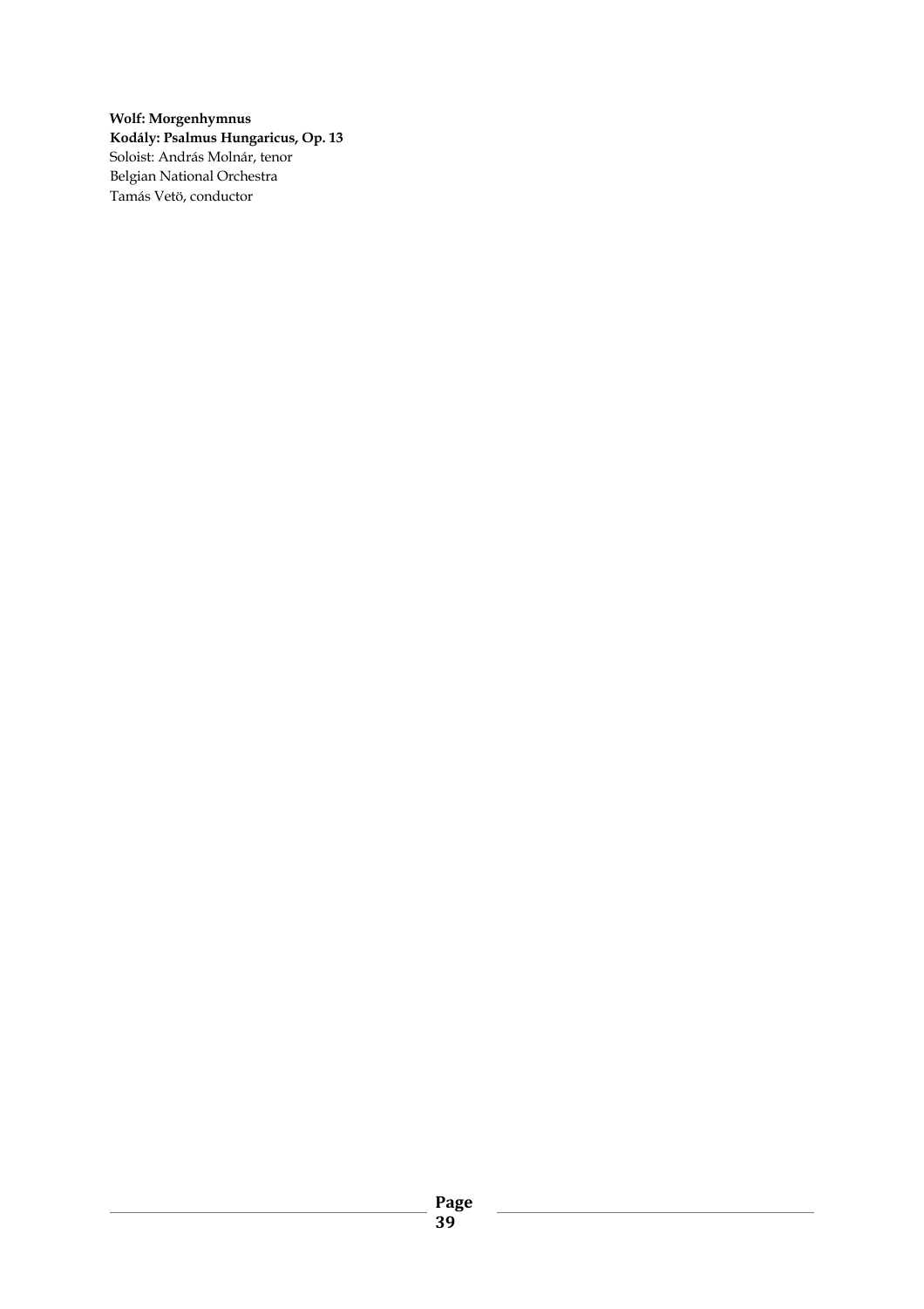**Wolf: Morgenhymnus**
**Kodály: Psalmus Hungaricus, Op. 13**
Soloist: András Molnár, tenor
Belgian National Orchestra
Tamás Vetö, conductor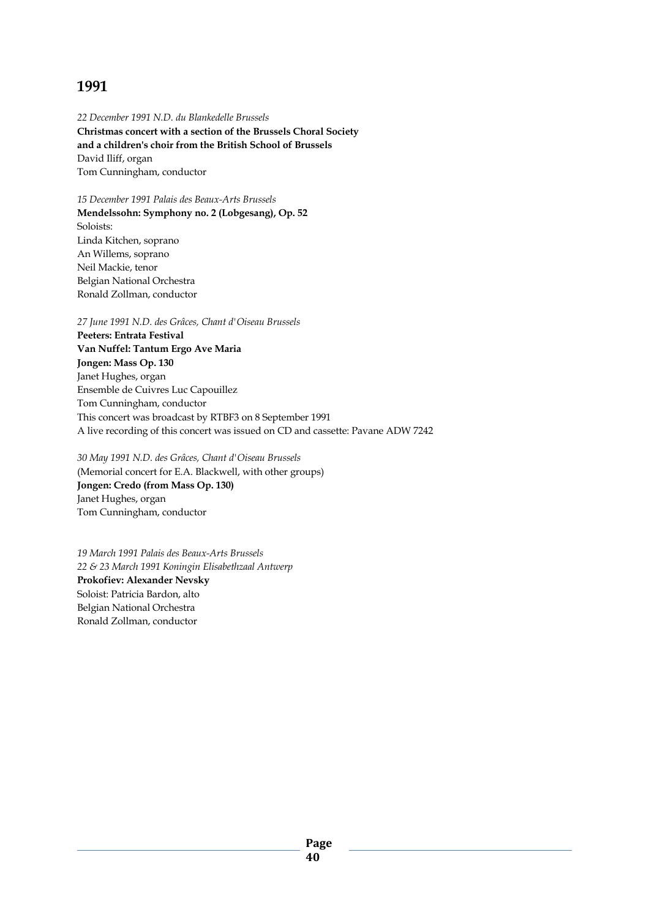# 1991

*22 December 1991 N.D. du Blankedelle Brussels*
**Christmas concert with a section of the Brussels Choral Society**
**and a children's choir from the British School of Brussels**
David Iliff, organ
Tom Cunningham, conductor

*15 December 1991 Palais des Beaux-Arts Brussels*
**Mendelssohn: Symphony no. 2 (Lobgesang), Op. 52**
Soloists:
Linda Kitchen, soprano
An Willems, soprano
Neil Mackie, tenor
Belgian National Orchestra
Ronald Zollman, conductor

*27 June 1991 N.D. des Grâces, Chant d'Oiseau Brussels*
**Peeters: Entrata Festival**
**Van Nuffel: Tantum Ergo Ave Maria**
**Jongen: Mass Op. 130**
Janet Hughes, organ
Ensemble de Cuivres Luc Capouillez
Tom Cunningham, conductor
This concert was broadcast by RTBF3 on 8 September 1991
A live recording of this concert was issued on CD and cassette: Pavane ADW 7242

*30 May 1991 N.D. des Grâces, Chant d'Oiseau Brussels*
(Memorial concert for E.A. Blackwell, with other groups)
**Jongen: Credo (from Mass Op. 130)**
Janet Hughes, organ
Tom Cunningham, conductor

*19 March 1991 Palais des Beaux-Arts Brussels*
*22 & 23 March 1991 Koningin Elisabethzaal Antwerp*
**Prokofiev: Alexander Nevsky**
Soloist: Patricia Bardon, alto
Belgian National Orchestra
Ronald Zollman, conductor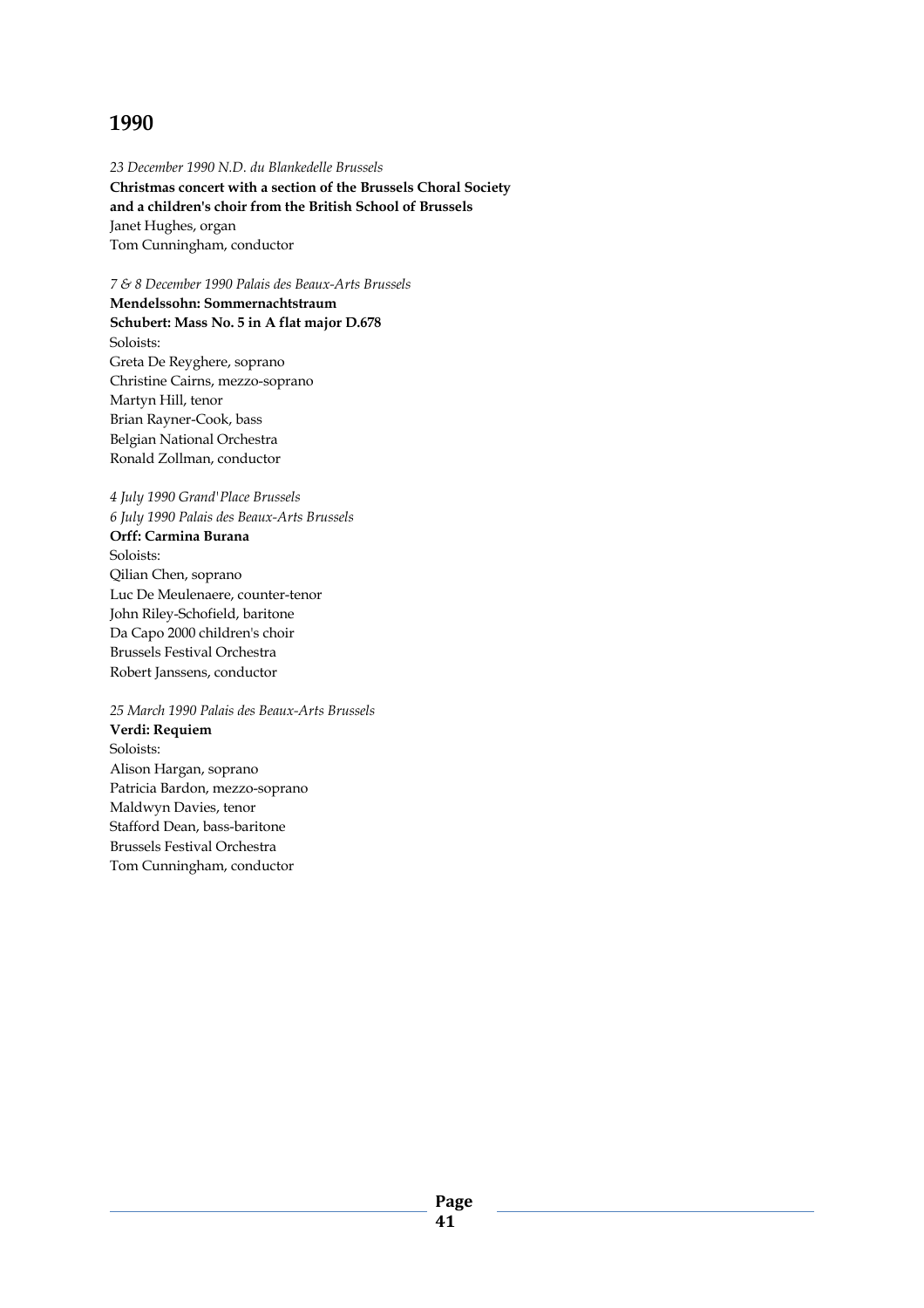# 1990

*23 December 1990 N.D. du Blankedelle Brussels*
**Christmas concert with a section of the Brussels Choral Society and a children's choir from the British School of Brussels**
Janet Hughes, organ
Tom Cunningham, conductor

*7 & 8 December 1990 Palais des Beaux-Arts Brussels*
**Mendelssohn: Sommernachtstraum**
**Schubert: Mass No. 5 in A flat major D.678**
Soloists:
Greta De Reyghere, soprano
Christine Cairns, mezzo-soprano
Martyn Hill, tenor
Brian Rayner-Cook, bass
Belgian National Orchestra
Ronald Zollman, conductor

*4 July 1990 Grand'Place Brussels*
*6 July 1990 Palais des Beaux-Arts Brussels*
**Orff: Carmina Burana**
Soloists:
Qilian Chen, soprano
Luc De Meulenaere, counter-tenor
John Riley-Schofield, baritone
Da Capo 2000 children's choir
Brussels Festival Orchestra
Robert Janssens, conductor

*25 March 1990 Palais des Beaux-Arts Brussels*
**Verdi: Requiem**
Soloists:
Alison Hargan, soprano
Patricia Bardon, mezzo-soprano
Maldwyn Davies, tenor
Stafford Dean, bass-baritone
Brussels Festival Orchestra
Tom Cunningham, conductor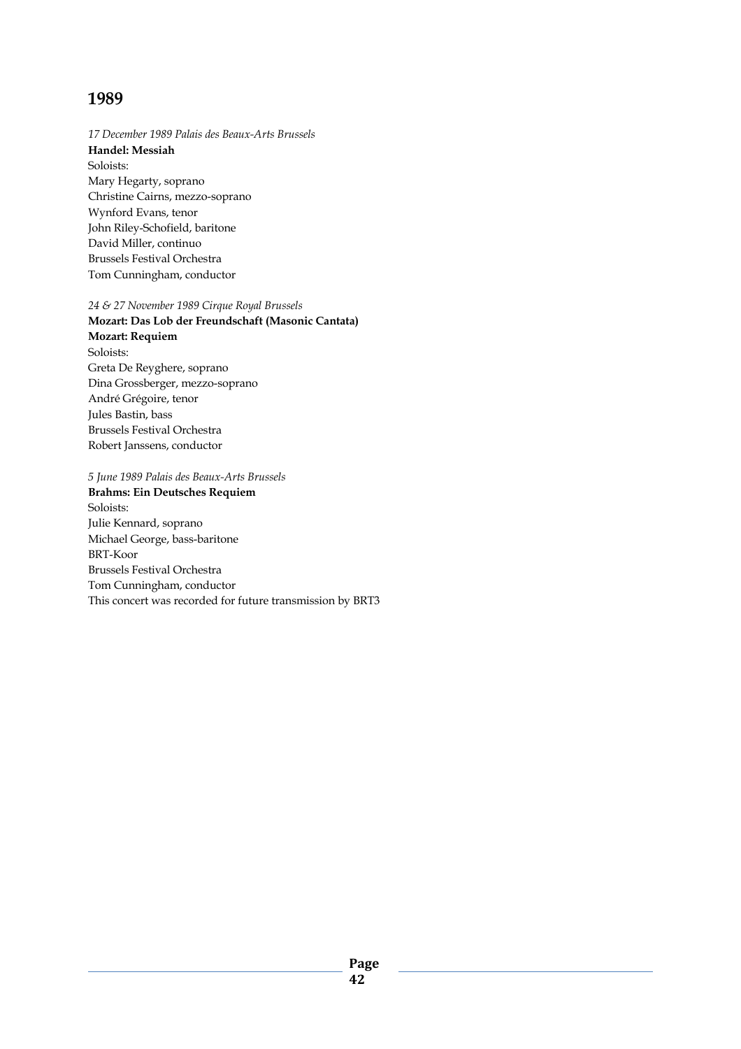# 1989

*17 December 1989 Palais des Beaux-Arts Brussels*
**Handel: Messiah**
Soloists:
Mary Hegarty, soprano
Christine Cairns, mezzo-soprano
Wynford Evans, tenor
John Riley-Schofield, baritone
David Miller, continuo
Brussels Festival Orchestra
Tom Cunningham, conductor

*24 & 27 November 1989 Cirque Royal Brussels*
**Mozart: Das Lob der Freundschaft (Masonic Cantata)**
**Mozart: Requiem**
Soloists:
Greta De Reyghere, soprano
Dina Grossberger, mezzo-soprano
André Grégoire, tenor
Jules Bastin, bass
Brussels Festival Orchestra
Robert Janssens, conductor

*5 June 1989 Palais des Beaux-Arts Brussels*
**Brahms: Ein Deutsches Requiem**
Soloists:
Julie Kennard, soprano
Michael George, bass-baritone
BRT-Koor
Brussels Festival Orchestra
Tom Cunningham, conductor
This concert was recorded for future transmission by BRT3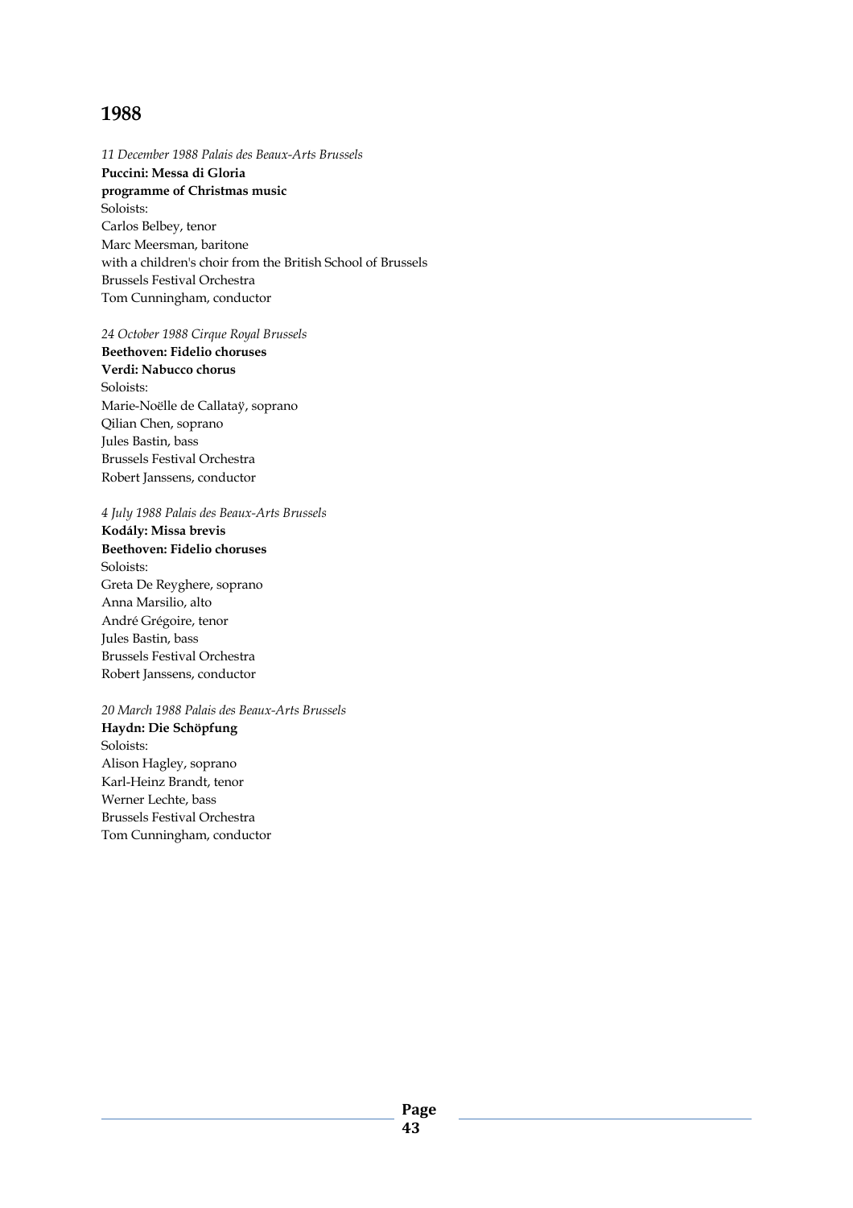# 1988

*11 December 1988 Palais des Beaux-Arts Brussels*
**Puccini: Messa di Gloria**
**programme of Christmas music**
Soloists:
Carlos Belbey, tenor
Marc Meersman, baritone
with a children's choir from the British School of Brussels
Brussels Festival Orchestra
Tom Cunningham, conductor

*24 October 1988 Cirque Royal Brussels*
**Beethoven: Fidelio choruses**
**Verdi: Nabucco chorus**
Soloists:
Marie-Noëlle de Callataÿ, soprano
Qilian Chen, soprano
Jules Bastin, bass
Brussels Festival Orchestra
Robert Janssens, conductor

*4 July 1988 Palais des Beaux-Arts Brussels*
**Kodály: Missa brevis**
**Beethoven: Fidelio choruses**
Soloists:
Greta De Reyghere, soprano
Anna Marsilio, alto
André Grégoire, tenor
Jules Bastin, bass
Brussels Festival Orchestra
Robert Janssens, conductor

*20 March 1988 Palais des Beaux-Arts Brussels*
**Haydn: Die Schöpfung**
Soloists:
Alison Hagley, soprano
Karl-Heinz Brandt, tenor
Werner Lechte, bass
Brussels Festival Orchestra
Tom Cunningham, conductor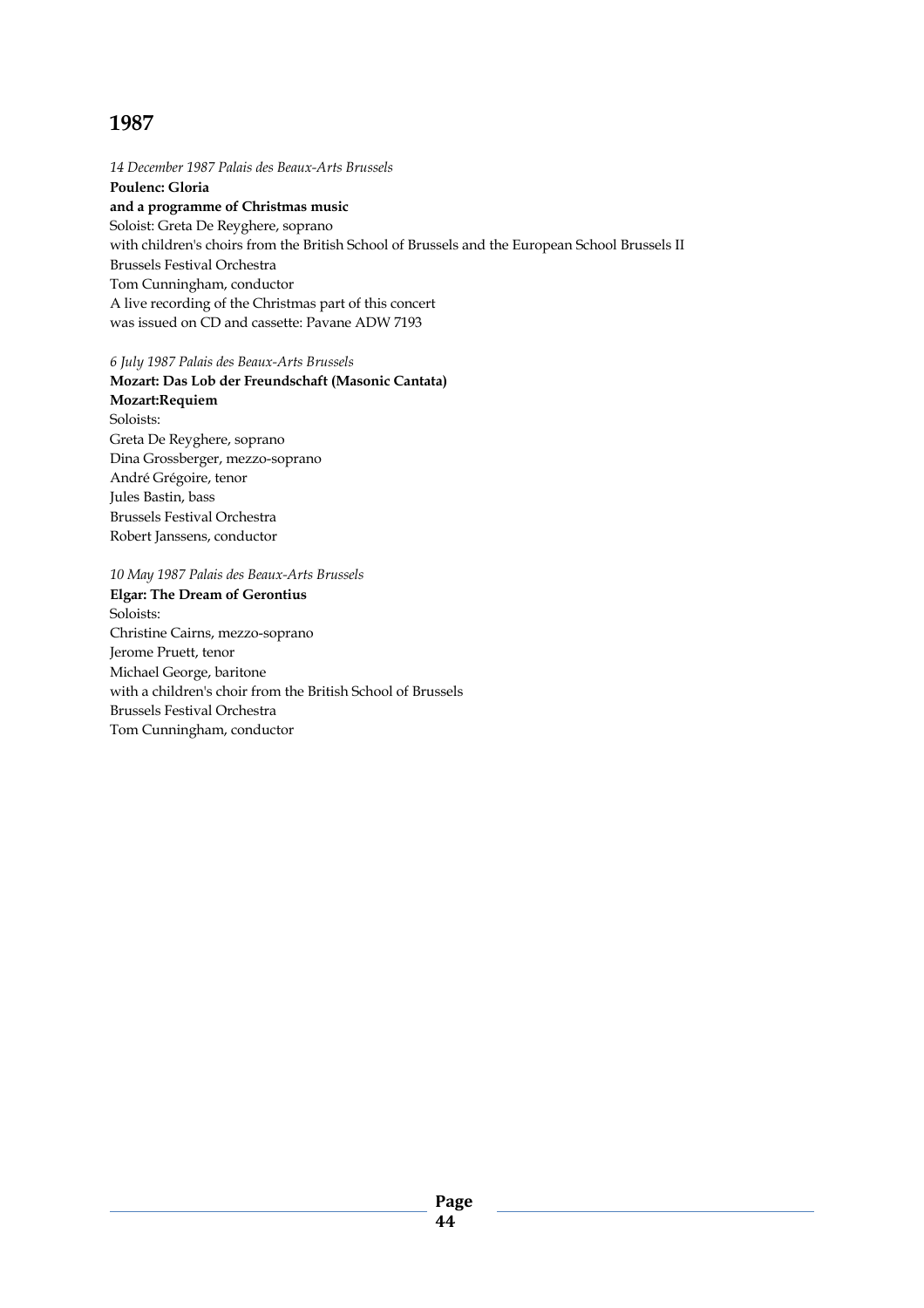# 1987

*14 December 1987 Palais des Beaux-Arts Brussels*

**Poulenc: Gloria**
**and a programme of Christmas music**

Soloist: Greta De Reyghere, soprano
with children's choirs from the British School of Brussels and the European School Brussels II
Brussels Festival Orchestra
Tom Cunningham, conductor
A live recording of the Christmas part of this concert
was issued on CD and cassette: Pavane ADW 7193

*6 July 1987 Palais des Beaux-Arts Brussels*

**Mozart: Das Lob der Freundschaft (Masonic Cantata)**
**Mozart:Requiem**

Soloists:
Greta De Reyghere, soprano
Dina Grossberger, mezzo-soprano
André Grégoire, tenor
Jules Bastin, bass
Brussels Festival Orchestra
Robert Janssens, conductor

*10 May 1987 Palais des Beaux-Arts Brussels*

**Elgar: The Dream of Gerontius**

Soloists:
Christine Cairns, mezzo-soprano
Jerome Pruett, tenor
Michael George, baritone
with a children's choir from the British School of Brussels
Brussels Festival Orchestra
Tom Cunningham, conductor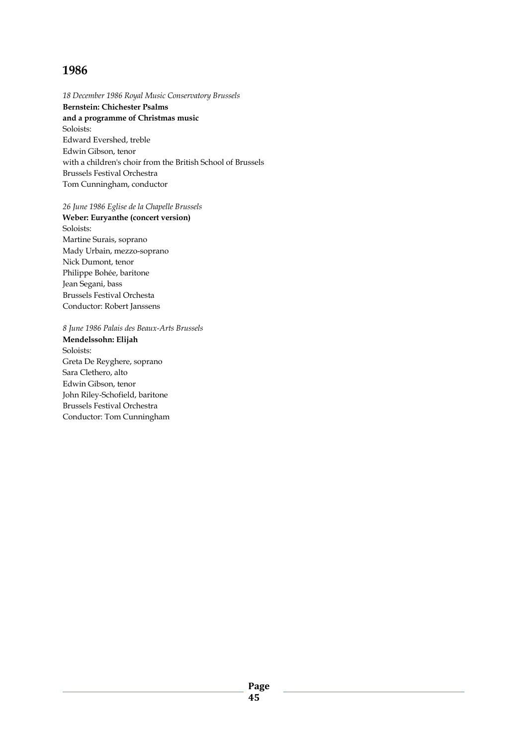# 1986

*18 December 1986 Royal Music Conservatory Brussels*
**Bernstein: Chichester Psalms**
**and a programme of Christmas music**
Soloists:
Edward Evershed, treble
Edwin Gibson, tenor
with a children's choir from the British School of Brussels
Brussels Festival Orchestra
Tom Cunningham, conductor

*26 June 1986 Eglise de la Chapelle Brussels*
**Weber: Euryanthe (concert version)**
Soloists:
Martine Surais, soprano
Mady Urbain, mezzo-soprano
Nick Dumont, tenor
Philippe Bohée, baritone
Jean Segani, bass
Brussels Festival Orchesta
Conductor: Robert Janssens

*8 June 1986 Palais des Beaux-Arts Brussels*
**Mendelssohn: Elijah**
Soloists:
Greta De Reyghere, soprano
Sara Clethero, alto
Edwin Gibson, tenor
John Riley-Schofield, baritone
Brussels Festival Orchestra
Conductor: Tom Cunningham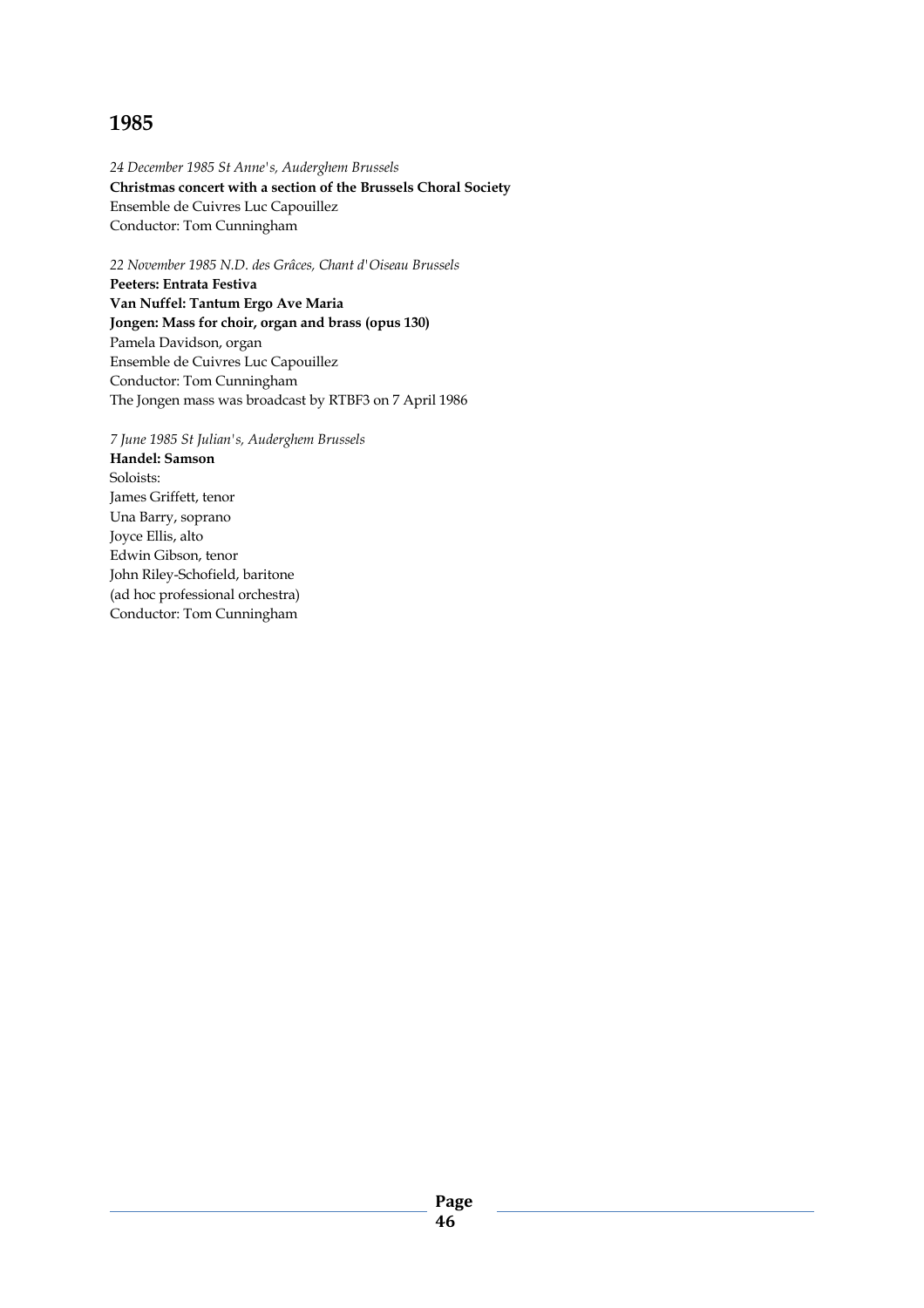# 1985

*24 December 1985 St Anne's, Auderghem Brussels*

**Christmas concert with a section of the Brussels Choral Society**

Ensemble de Cuivres Luc Capouillez

Conductor: Tom Cunningham

*22 November 1985 N.D. des Grâces, Chant d'Oiseau Brussels*

**Peeters: Entrata Festiva**

**Van Nuffel: Tantum Ergo Ave Maria**

**Jongen: Mass for choir, organ and brass (opus 130)**

Pamela Davidson, organ

Ensemble de Cuivres Luc Capouillez

Conductor: Tom Cunningham

The Jongen mass was broadcast by RTBF3 on 7 April 1986

*7 June 1985 St Julian's, Auderghem Brussels*

**Handel: Samson**

Soloists:

James Griffett, tenor

Una Barry, soprano

Joyce Ellis, alto

Edwin Gibson, tenor

John Riley-Schofield, baritone

(ad hoc professional orchestra)

Conductor: Tom Cunningham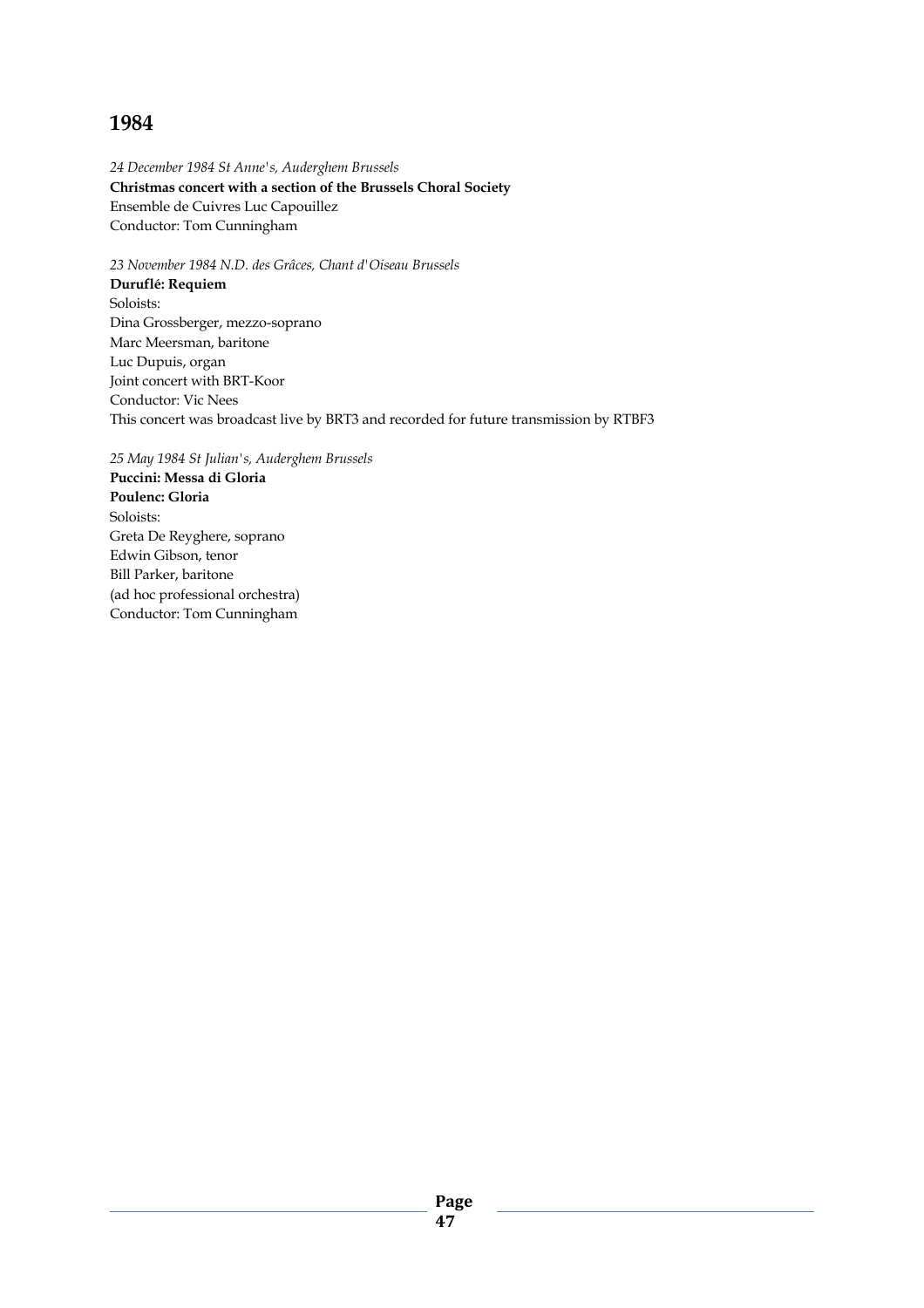# 1984

*24 December 1984 St Anne's, Auderghem Brussels*
**Christmas concert with a section of the Brussels Choral Society**
Ensemble de Cuivres Luc Capouillez
Conductor: Tom Cunningham

*23 November 1984 N.D. des Grâces, Chant d'Oiseau Brussels*
**Duruflé: Requiem**
Soloists:
Dina Grossberger, mezzo-soprano
Marc Meersman, baritone
Luc Dupuis, organ
Joint concert with BRT-Koor
Conductor: Vic Nees
This concert was broadcast live by BRT3 and recorded for future transmission by RTBF3

*25 May 1984 St Julian's, Auderghem Brussels*
**Puccini: Messa di Gloria**
**Poulenc: Gloria**
Soloists:
Greta De Reyghere, soprano
Edwin Gibson, tenor
Bill Parker, baritone
(ad hoc professional orchestra)
Conductor: Tom Cunningham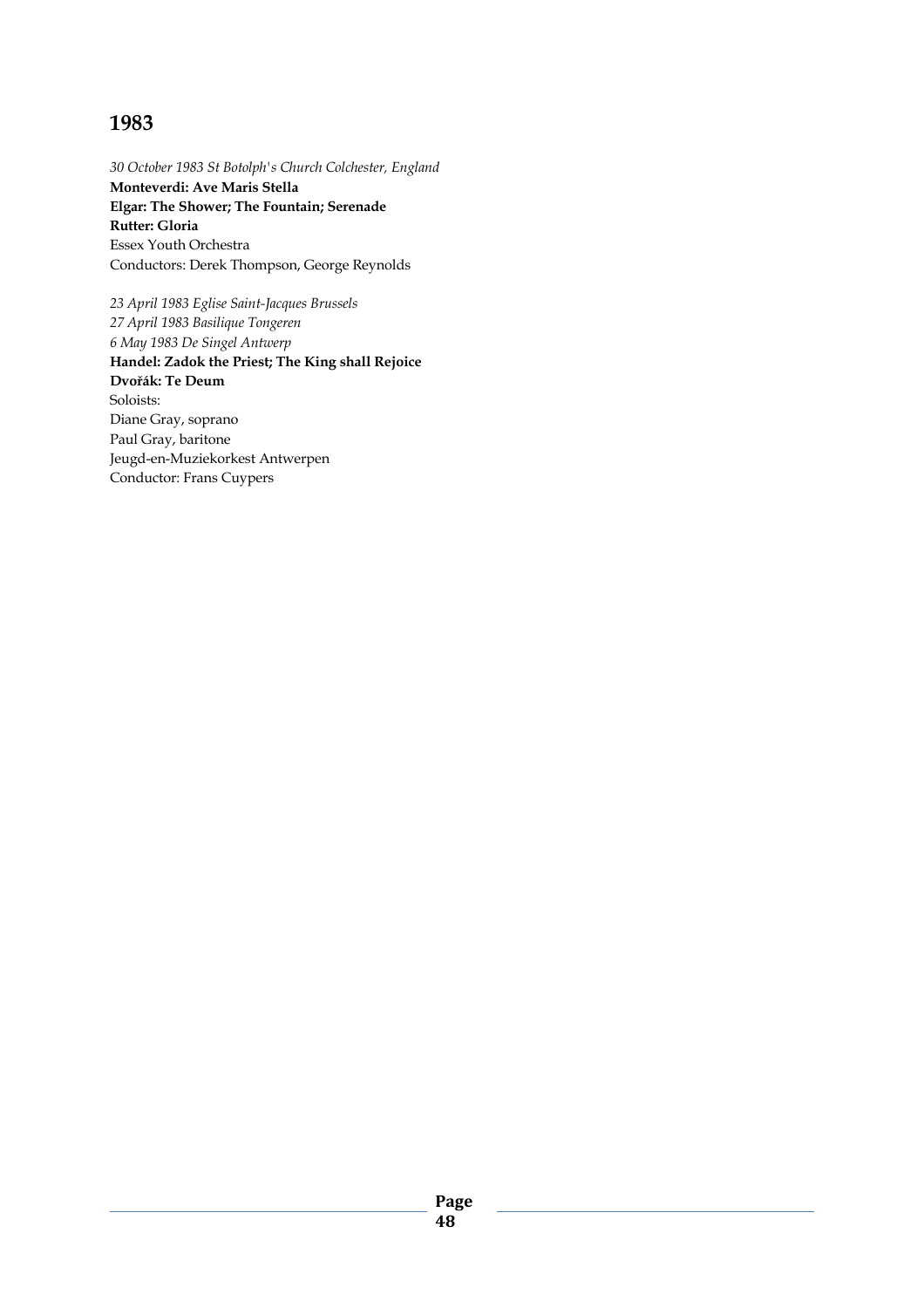## 1983

*30 October 1983 St Botolph's Church Colchester, England*
**Monteverdi: Ave Maris Stella**
**Elgar: The Shower; The Fountain; Serenade**
**Rutter: Gloria**
Essex Youth Orchestra
Conductors: Derek Thompson, George Reynolds

*23 April 1983 Eglise Saint-Jacques Brussels*
*27 April 1983 Basilique Tongeren*
*6 May 1983 De Singel Antwerp*
**Handel: Zadok the Priest; The King shall Rejoice**
**Dvořák: Te Deum**
Soloists:
Diane Gray, soprano
Paul Gray, baritone
Jeugd-en-Muziekorkest Antwerpen
Conductor: Frans Cuypers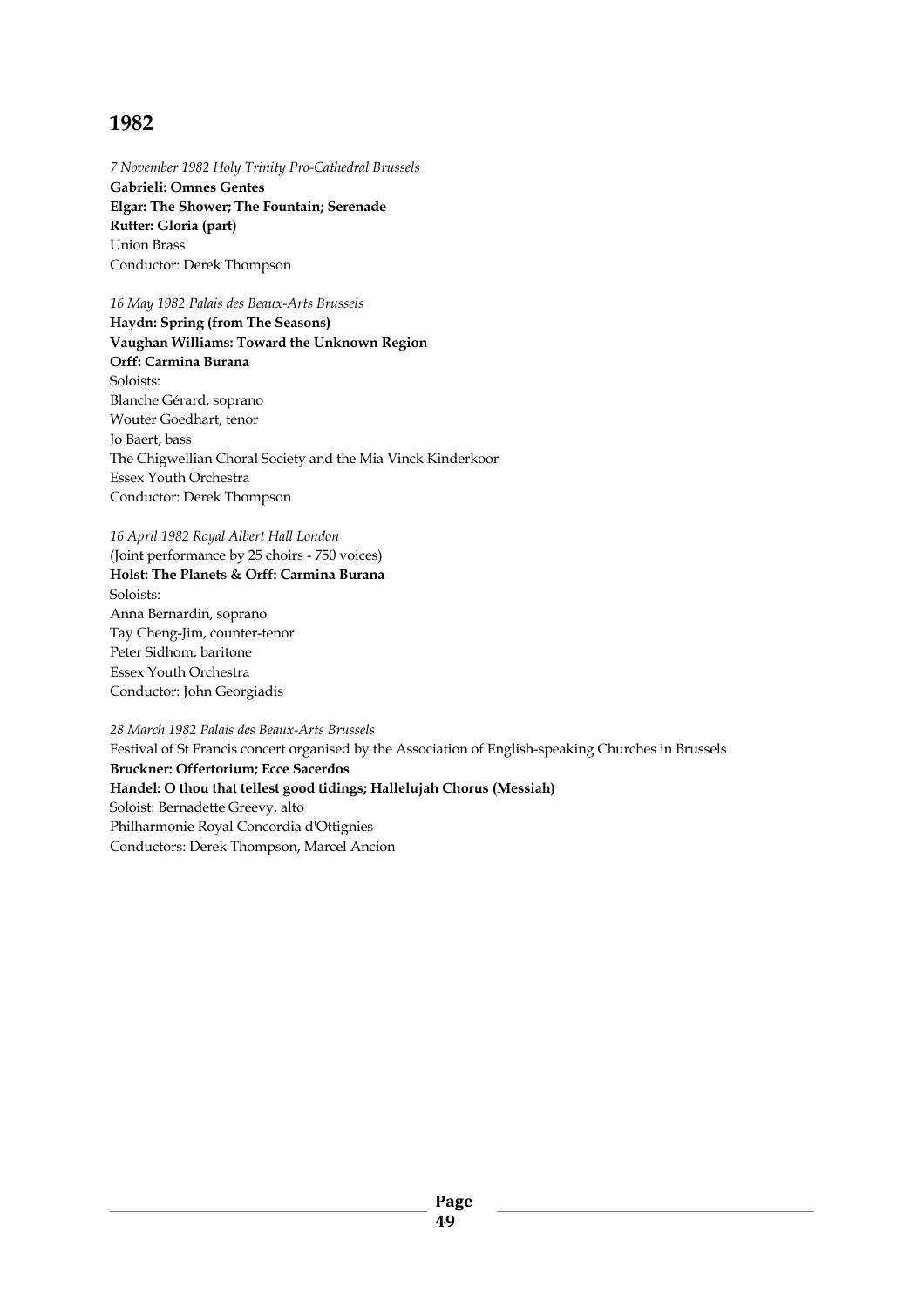## 1982

*7 November 1982 Holy Trinity Pro-Cathedral Brussels*
**Gabrieli: Omnes Gentes**
**Elgar: The Shower; The Fountain; Serenade**
**Rutter: Gloria (part)**
Union Brass
Conductor: Derek Thompson

*16 May 1982 Palais des Beaux-Arts Brussels*
**Haydn: Spring (from The Seasons)**
**Vaughan Williams: Toward the Unknown Region**
**Orff: Carmina Burana**
Soloists:
Blanche Gérard, soprano
Wouter Goedhart, tenor
Jo Baert, bass
The Chigwellian Choral Society and the Mia Vinck Kinderkoor
Essex Youth Orchestra
Conductor: Derek Thompson

*16 April 1982 Royal Albert Hall London*
(Joint performance by 25 choirs - 750 voices)
**Holst: The Planets & Orff: Carmina Burana**
Soloists:
Anna Bernardin, soprano
Tay Cheng-Jim, counter-tenor
Peter Sidhom, baritone
Essex Youth Orchestra
Conductor: John Georgiadis

*28 March 1982 Palais des Beaux-Arts Brussels*
Festival of St Francis concert organised by the Association of English-speaking Churches in Brussels
**Bruckner: Offertorium; Ecce Sacerdos**
**Handel: O thou that tellest good tidings; Hallelujah Chorus (Messiah)**
Soloist: Bernadette Greevy, alto
Philharmonie Royal Concordia d'Ottignies
Conductors: Derek Thompson, Marcel Ancion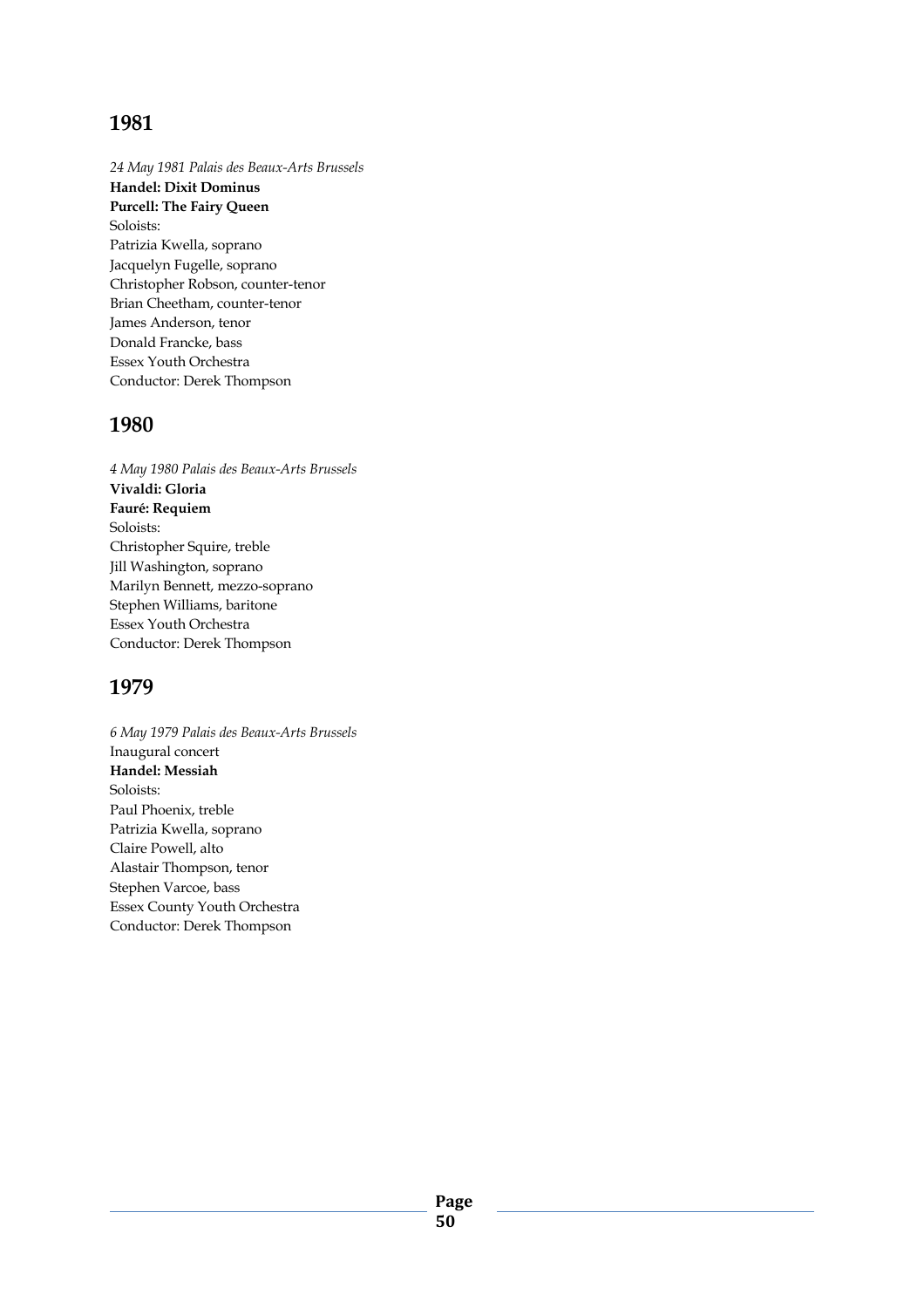## 1981

*24 May 1981 Palais des Beaux-Arts Brussels*
**Handel: Dixit Dominus**
**Purcell: The Fairy Queen**
Soloists:
Patrizia Kwella, soprano
Jacquelyn Fugelle, soprano
Christopher Robson, counter-tenor
Brian Cheetham, counter-tenor
James Anderson, tenor
Donald Francke, bass
Essex Youth Orchestra
Conductor: Derek Thompson

## 1980

*4 May 1980 Palais des Beaux-Arts Brussels*
**Vivaldi: Gloria**
**Fauré: Requiem**
Soloists:
Christopher Squire, treble
Jill Washington, soprano
Marilyn Bennett, mezzo-soprano
Stephen Williams, baritone
Essex Youth Orchestra
Conductor: Derek Thompson

## 1979

*6 May 1979 Palais des Beaux-Arts Brussels*
Inaugural concert
**Handel: Messiah**
Soloists:
Paul Phoenix, treble
Patrizia Kwella, soprano
Claire Powell, alto
Alastair Thompson, tenor
Stephen Varcoe, bass
Essex County Youth Orchestra
Conductor: Derek Thompson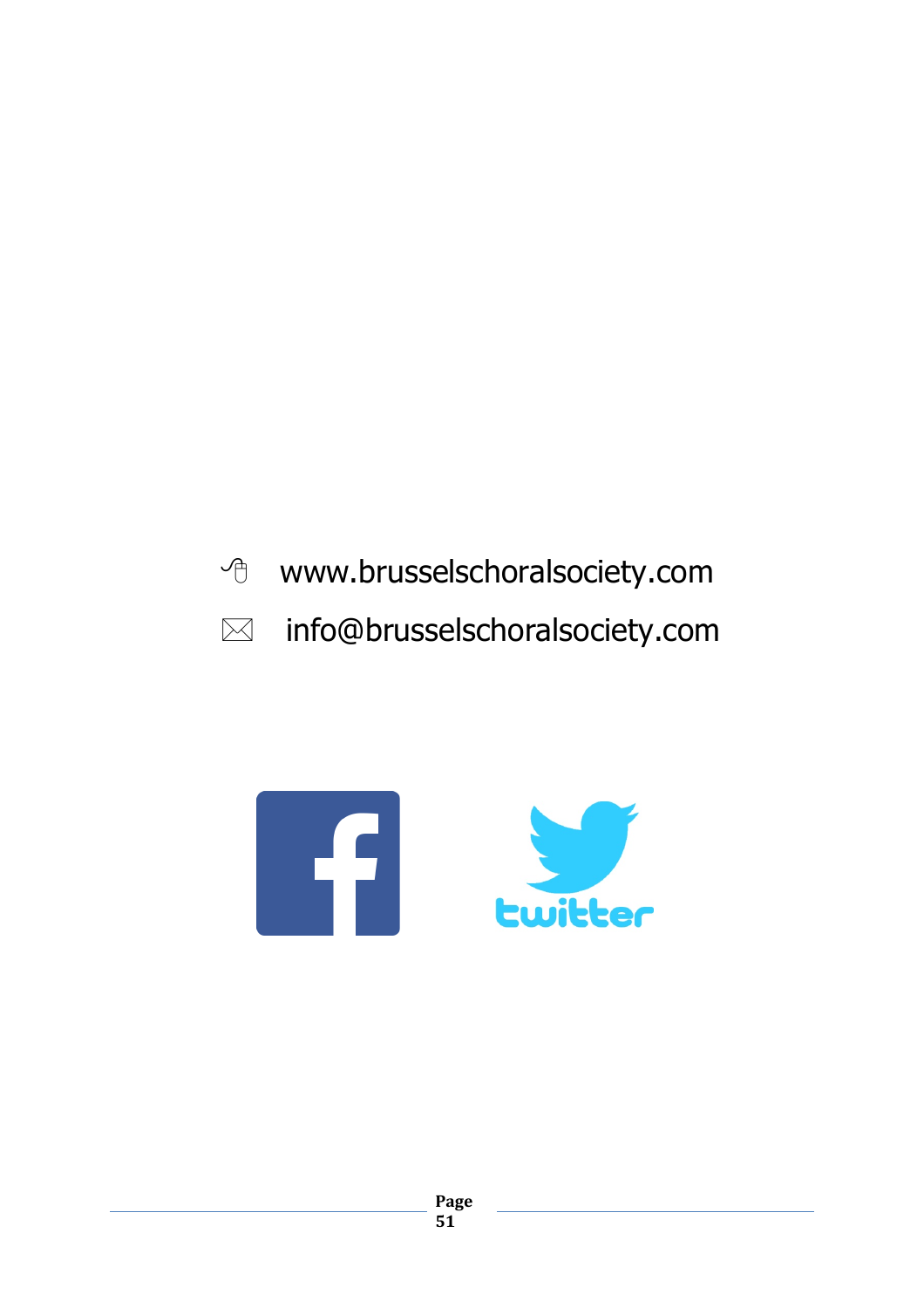www.brusselschoralsociety.com

info@brusselschoralsociety.com